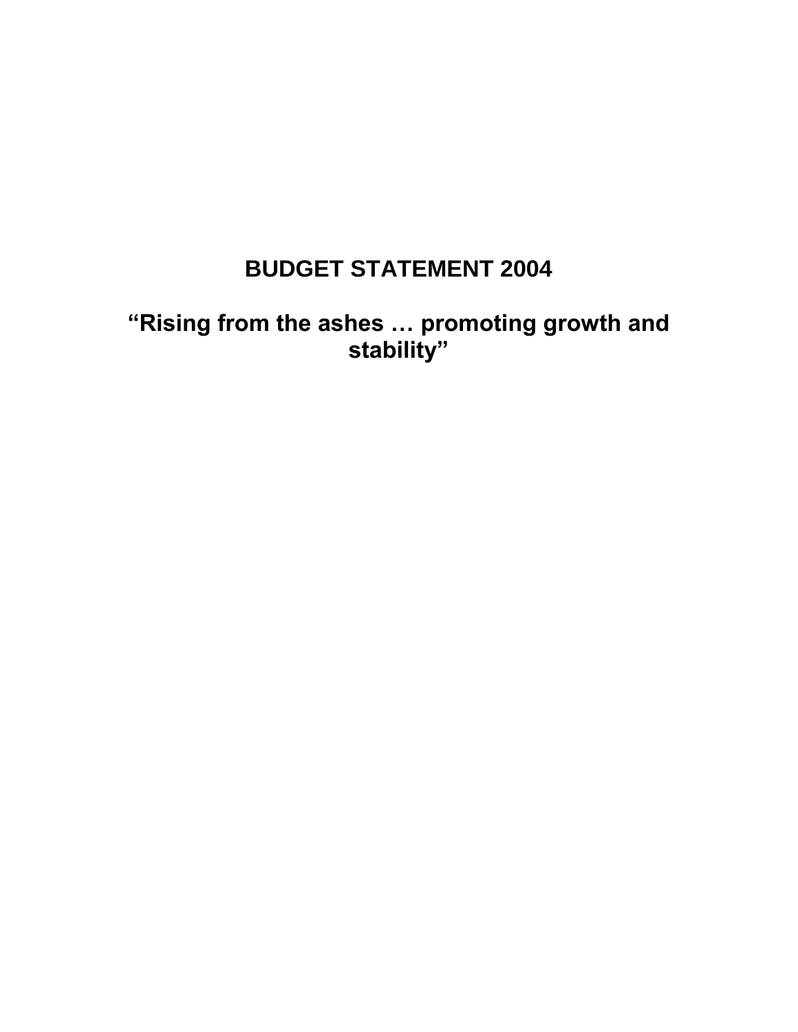# BUDGET STATEMENT 2004

## "Rising from the ashes … promoting growth and stability"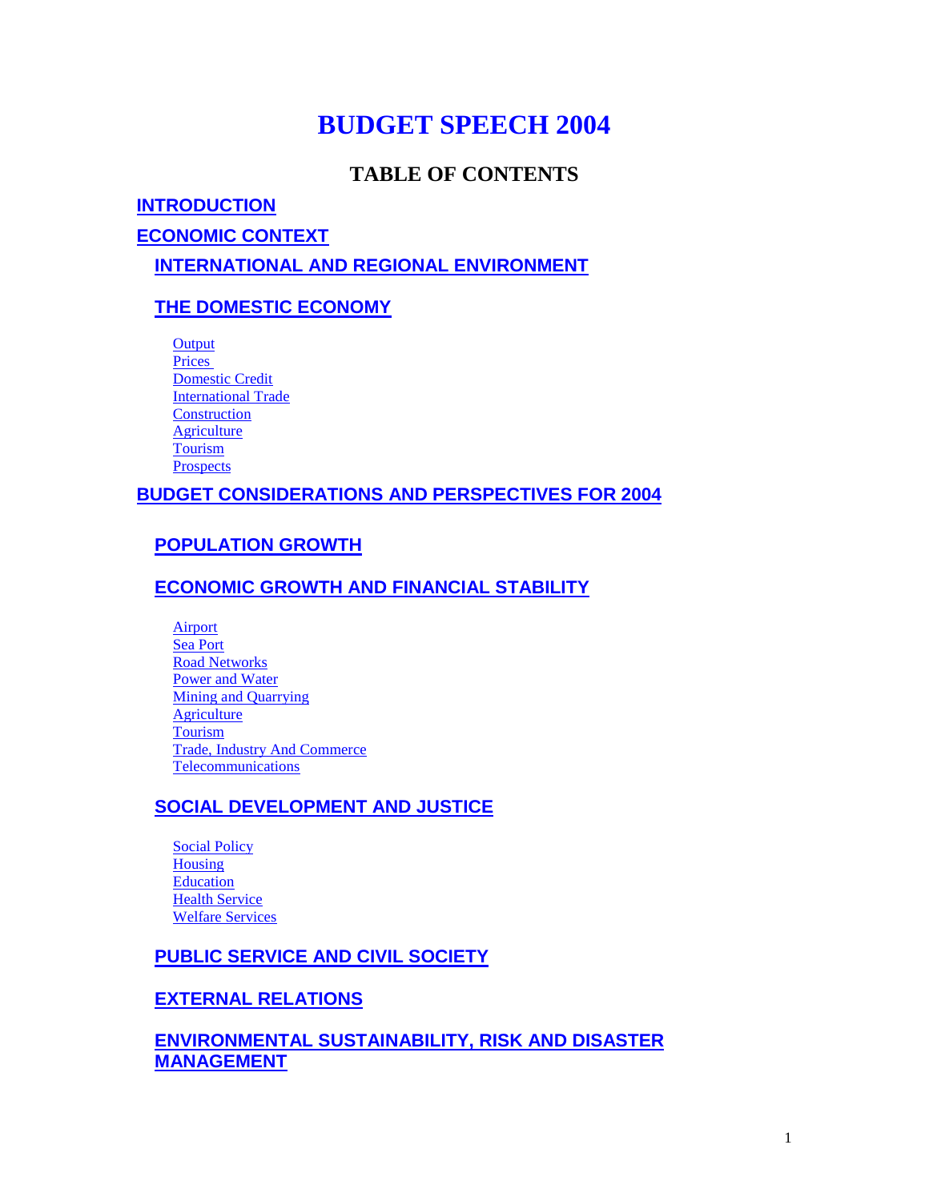# BUDGET SPEECH 2004

## TABLE OF CONTENTS

INTRODUCTION

ECONOMIC CONTEXT

- INTERNATIONAL AND REGIONAL ENVIRONMENT
- THE DOMESTIC ECONOMY
  - Output
  - Prices
  - Domestic Credit
  - International Trade
  - Construction
  - Agriculture
  - Tourism
  - Prospects

BUDGET CONSIDERATIONS AND PERSPECTIVES FOR 2004

- POPULATION GROWTH
- ECONOMIC GROWTH AND FINANCIAL STABILITY
  - Airport
  - Sea Port
  - Road Networks
  - Power and Water
  - Mining and Quarrying
  - Agriculture
  - Tourism
  - Trade, Industry And Commerce
  - Telecommunications
- SOCIAL DEVELOPMENT AND JUSTICE
  - Social Policy
  - Housing
  - Education
  - Health Service
  - Welfare Services
- PUBLIC SERVICE AND CIVIL SOCIETY
- EXTERNAL RELATIONS
- ENVIRONMENTAL SUSTAINABILITY, RISK AND DISASTER MANAGEMENT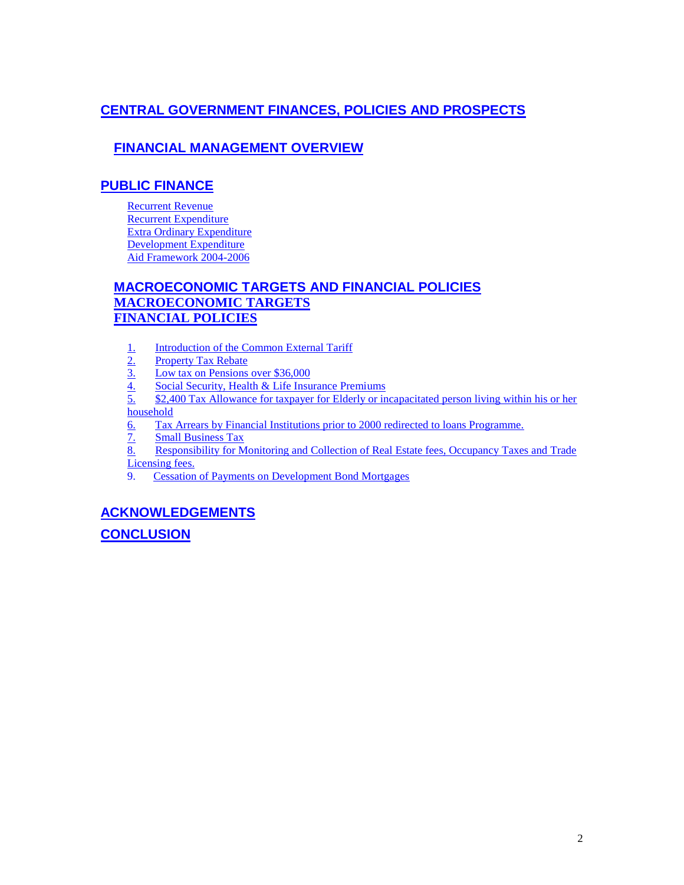## CENTRAL GOVERNMENT FINANCES, POLICIES AND PROSPECTS

### FINANCIAL MANAGEMENT OVERVIEW

## PUBLIC FINANCE

- Recurrent Revenue
- Recurrent Expenditure
- Extra Ordinary Expenditure
- Development Expenditure
- Aid Framework 2004-2006

### MACROECONOMIC TARGETS AND FINANCIAL POLICIES

### MACROECONOMIC TARGETS

### FINANCIAL POLICIES

1. Introduction of the Common External Tariff
2. Property Tax Rebate
3. Low tax on Pensions over $36,000
4. Social Security, Health & Life Insurance Premiums
5. $2,400 Tax Allowance for taxpayer for Elderly or incapacitated person living within his or her household
6. Tax Arrears by Financial Institutions prior to 2000 redirected to loans Programme.
7. Small Business Tax
8. Responsibility for Monitoring and Collection of Real Estate fees, Occupancy Taxes and Trade Licensing fees.
9. Cessation of Payments on Development Bond Mortgages

## ACKNOWLEDGEMENTS

## CONCLUSION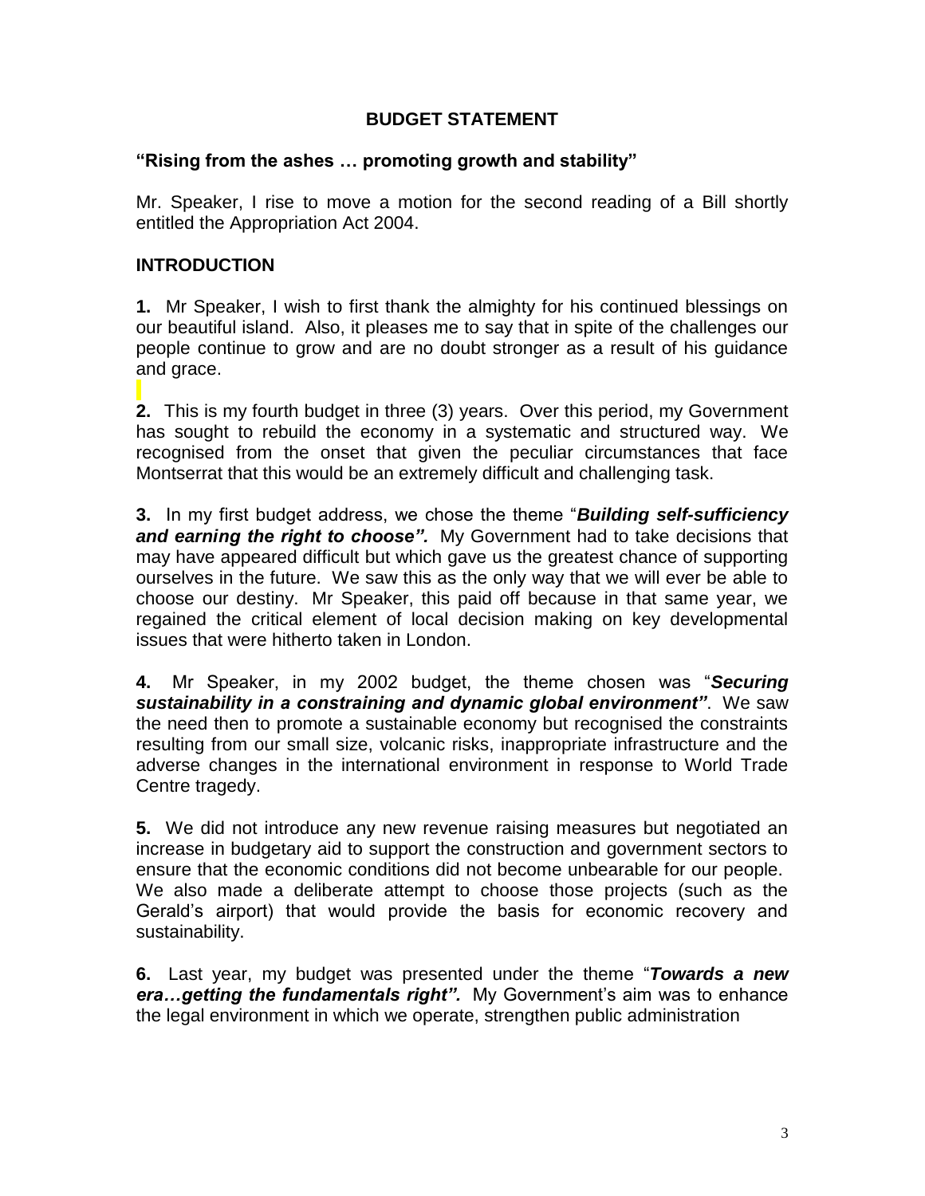## BUDGET STATEMENT

### "Rising from the ashes … promoting growth and stability"

Mr. Speaker, I rise to move a motion for the second reading of a Bill shortly entitled the Appropriation Act 2004.

### INTRODUCTION

**1.** Mr Speaker, I wish to first thank the almighty for his continued blessings on our beautiful island. Also, it pleases me to say that in spite of the challenges our people continue to grow and are no doubt stronger as a result of his guidance and grace.

**2.** This is my fourth budget in three (3) years. Over this period, my Government has sought to rebuild the economy in a systematic and structured way. We recognised from the onset that given the peculiar circumstances that face Montserrat that this would be an extremely difficult and challenging task.

**3.** In my first budget address, we chose the theme "***Building self-sufficiency and earning the right to choose".*** My Government had to take decisions that may have appeared difficult but which gave us the greatest chance of supporting ourselves in the future. We saw this as the only way that we will ever be able to choose our destiny. Mr Speaker, this paid off because in that same year, we regained the critical element of local decision making on key developmental issues that were hitherto taken in London.

**4.** Mr Speaker, in my 2002 budget, the theme chosen was "***Securing sustainability in a constraining and dynamic global environment"***. We saw the need then to promote a sustainable economy but recognised the constraints resulting from our small size, volcanic risks, inappropriate infrastructure and the adverse changes in the international environment in response to World Trade Centre tragedy.

**5.** We did not introduce any new revenue raising measures but negotiated an increase in budgetary aid to support the construction and government sectors to ensure that the economic conditions did not become unbearable for our people. We also made a deliberate attempt to choose those projects (such as the Gerald's airport) that would provide the basis for economic recovery and sustainability.

**6.** Last year, my budget was presented under the theme "***Towards a new era…getting the fundamentals right".*** My Government's aim was to enhance the legal environment in which we operate, strengthen public administration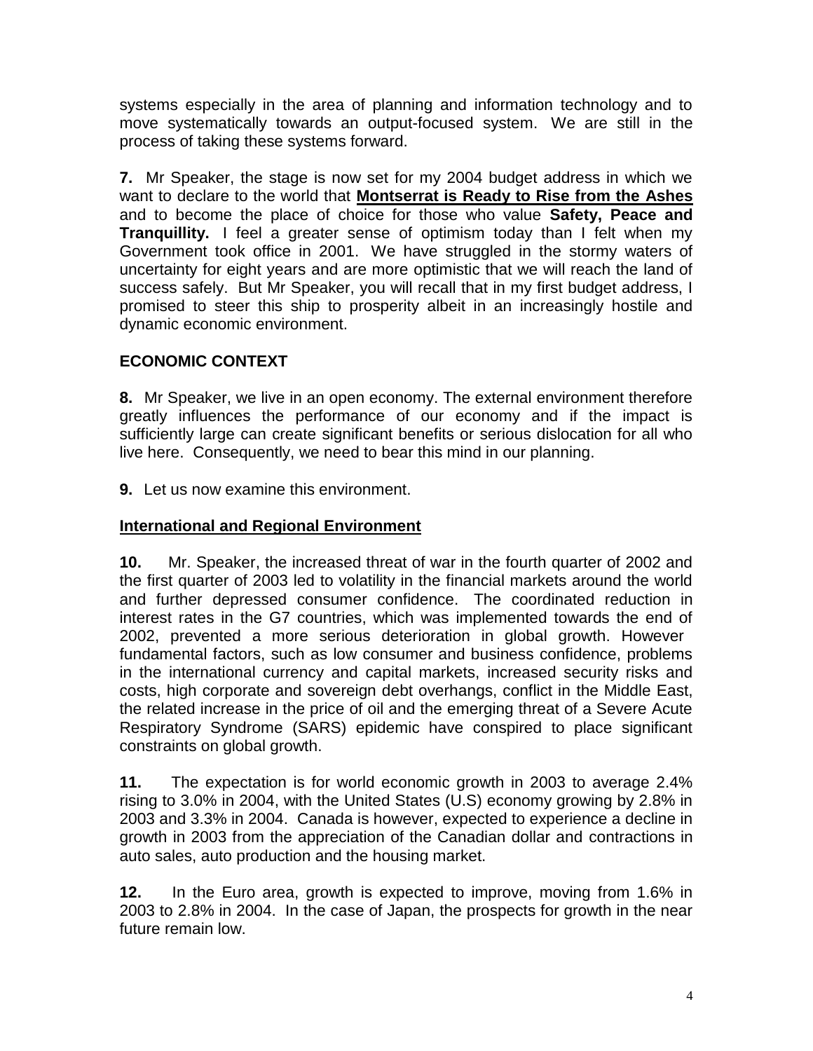systems especially in the area of planning and information technology and to move systematically towards an output-focused system. We are still in the process of taking these systems forward.

**7.** Mr Speaker, the stage is now set for my 2004 budget address in which we want to declare to the world that **Montserrat is Ready to Rise from the Ashes** and to become the place of choice for those who value **Safety, Peace and Tranquillity.** I feel a greater sense of optimism today than I felt when my Government took office in 2001. We have struggled in the stormy waters of uncertainty for eight years and are more optimistic that we will reach the land of success safely. But Mr Speaker, you will recall that in my first budget address, I promised to steer this ship to prosperity albeit in an increasingly hostile and dynamic economic environment.

## ECONOMIC CONTEXT

**8.** Mr Speaker, we live in an open economy. The external environment therefore greatly influences the performance of our economy and if the impact is sufficiently large can create significant benefits or serious dislocation for all who live here. Consequently, we need to bear this mind in our planning.

**9.** Let us now examine this environment.

### International and Regional Environment

**10.** Mr. Speaker, the increased threat of war in the fourth quarter of 2002 and the first quarter of 2003 led to volatility in the financial markets around the world and further depressed consumer confidence. The coordinated reduction in interest rates in the G7 countries, which was implemented towards the end of 2002, prevented a more serious deterioration in global growth. However fundamental factors, such as low consumer and business confidence, problems in the international currency and capital markets, increased security risks and costs, high corporate and sovereign debt overhangs, conflict in the Middle East, the related increase in the price of oil and the emerging threat of a Severe Acute Respiratory Syndrome (SARS) epidemic have conspired to place significant constraints on global growth.

**11.** The expectation is for world economic growth in 2003 to average 2.4% rising to 3.0% in 2004, with the United States (U.S) economy growing by 2.8% in 2003 and 3.3% in 2004. Canada is however, expected to experience a decline in growth in 2003 from the appreciation of the Canadian dollar and contractions in auto sales, auto production and the housing market.

**12.** In the Euro area, growth is expected to improve, moving from 1.6% in 2003 to 2.8% in 2004. In the case of Japan, the prospects for growth in the near future remain low.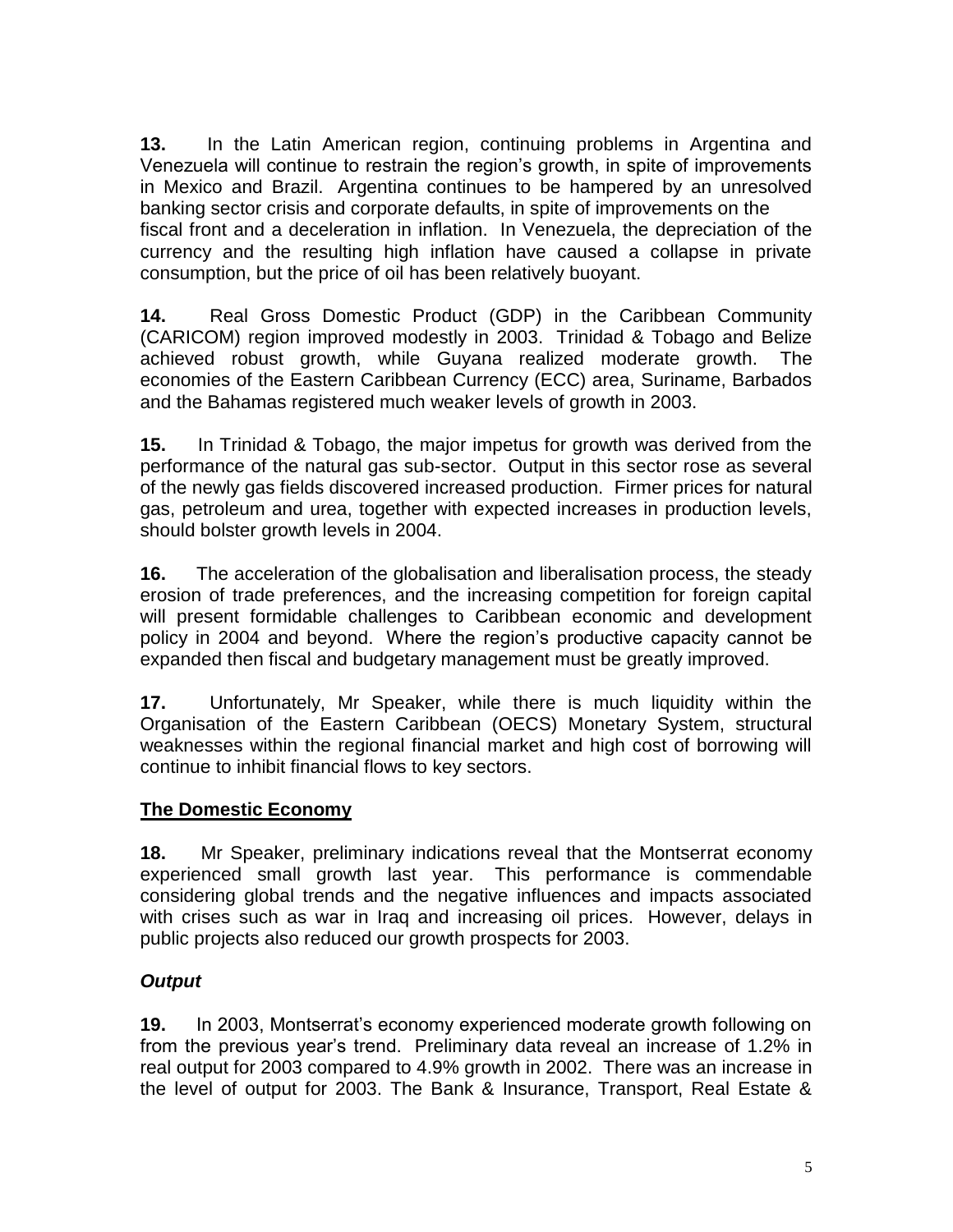**13.** In the Latin American region, continuing problems in Argentina and Venezuela will continue to restrain the region's growth, in spite of improvements in Mexico and Brazil. Argentina continues to be hampered by an unresolved banking sector crisis and corporate defaults, in spite of improvements on the fiscal front and a deceleration in inflation. In Venezuela, the depreciation of the currency and the resulting high inflation have caused a collapse in private consumption, but the price of oil has been relatively buoyant.

**14.** Real Gross Domestic Product (GDP) in the Caribbean Community (CARICOM) region improved modestly in 2003. Trinidad & Tobago and Belize achieved robust growth, while Guyana realized moderate growth. The economies of the Eastern Caribbean Currency (ECC) area, Suriname, Barbados and the Bahamas registered much weaker levels of growth in 2003.

**15.** In Trinidad & Tobago, the major impetus for growth was derived from the performance of the natural gas sub-sector. Output in this sector rose as several of the newly gas fields discovered increased production. Firmer prices for natural gas, petroleum and urea, together with expected increases in production levels, should bolster growth levels in 2004.

**16.** The acceleration of the globalisation and liberalisation process, the steady erosion of trade preferences, and the increasing competition for foreign capital will present formidable challenges to Caribbean economic and development policy in 2004 and beyond. Where the region's productive capacity cannot be expanded then fiscal and budgetary management must be greatly improved.

**17.** Unfortunately, Mr Speaker, while there is much liquidity within the Organisation of the Eastern Caribbean (OECS) Monetary System, structural weaknesses within the regional financial market and high cost of borrowing will continue to inhibit financial flows to key sectors.

## The Domestic Economy

**18.** Mr Speaker, preliminary indications reveal that the Montserrat economy experienced small growth last year. This performance is commendable considering global trends and the negative influences and impacts associated with crises such as war in Iraq and increasing oil prices. However, delays in public projects also reduced our growth prospects for 2003.

### *Output*

**19.** In 2003, Montserrat's economy experienced moderate growth following on from the previous year's trend. Preliminary data reveal an increase of 1.2% in real output for 2003 compared to 4.9% growth in 2002. There was an increase in the level of output for 2003. The Bank & Insurance, Transport, Real Estate &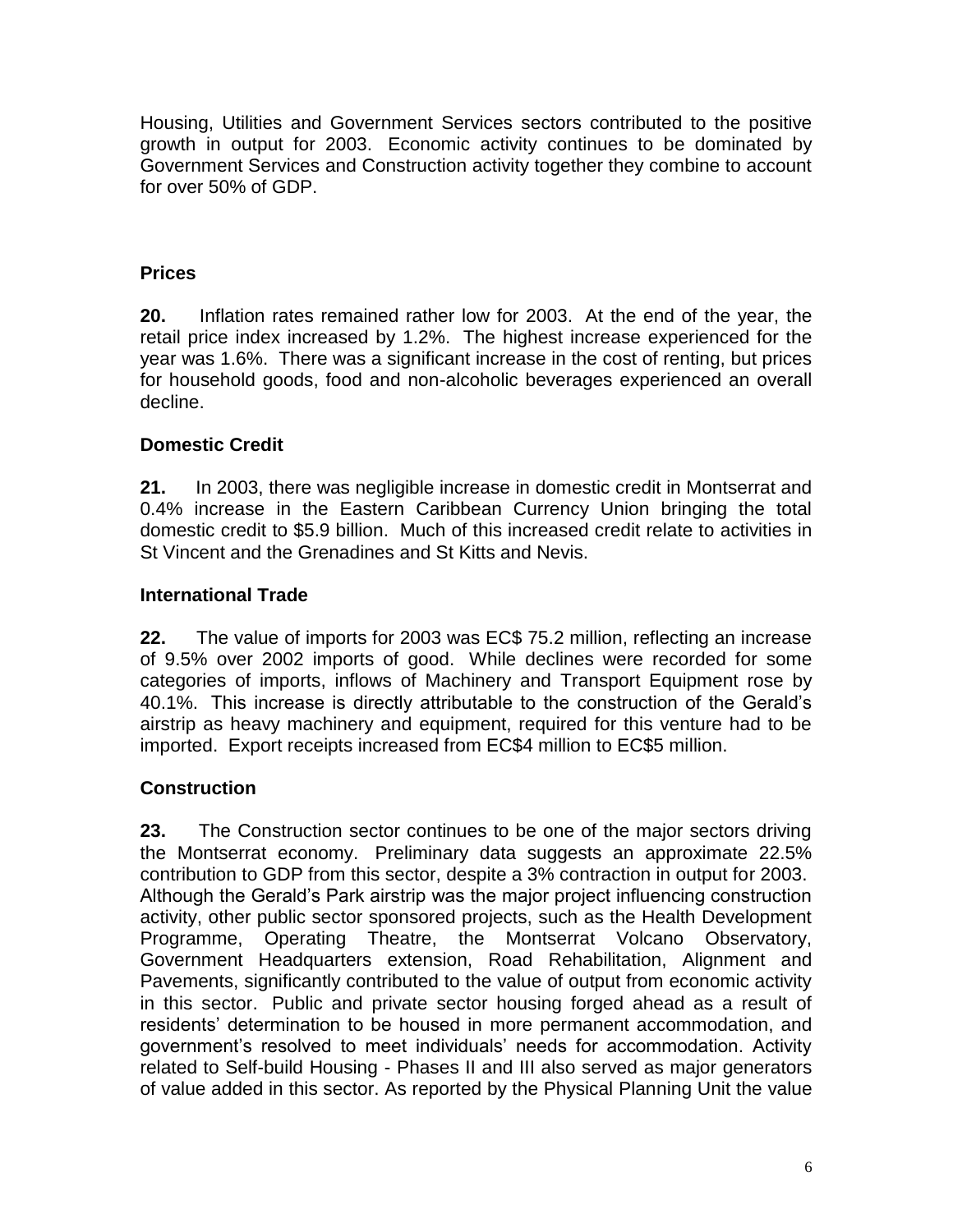Housing, Utilities and Government Services sectors contributed to the positive growth in output for 2003. Economic activity continues to be dominated by Government Services and Construction activity together they combine to account for over 50% of GDP.

## Prices

**20.** Inflation rates remained rather low for 2003. At the end of the year, the retail price index increased by 1.2%. The highest increase experienced for the year was 1.6%. There was a significant increase in the cost of renting, but prices for household goods, food and non-alcoholic beverages experienced an overall decline.

## Domestic Credit

**21.** In 2003, there was negligible increase in domestic credit in Montserrat and 0.4% increase in the Eastern Caribbean Currency Union bringing the total domestic credit to $5.9 billion. Much of this increased credit relate to activities in St Vincent and the Grenadines and St Kitts and Nevis.

## International Trade

**22.** The value of imports for 2003 was EC$ 75.2 million, reflecting an increase of 9.5% over 2002 imports of good. While declines were recorded for some categories of imports, inflows of Machinery and Transport Equipment rose by 40.1%. This increase is directly attributable to the construction of the Gerald's airstrip as heavy machinery and equipment, required for this venture had to be imported. Export receipts increased from EC$4 million to EC$5 million.

## Construction

**23.** The Construction sector continues to be one of the major sectors driving the Montserrat economy. Preliminary data suggests an approximate 22.5% contribution to GDP from this sector, despite a 3% contraction in output for 2003. Although the Gerald's Park airstrip was the major project influencing construction activity, other public sector sponsored projects, such as the Health Development Programme, Operating Theatre, the Montserrat Volcano Observatory, Government Headquarters extension, Road Rehabilitation, Alignment and Pavements, significantly contributed to the value of output from economic activity in this sector. Public and private sector housing forged ahead as a result of residents' determination to be housed in more permanent accommodation, and government's resolved to meet individuals' needs for accommodation. Activity related to Self-build Housing - Phases II and III also served as major generators of value added in this sector. As reported by the Physical Planning Unit the value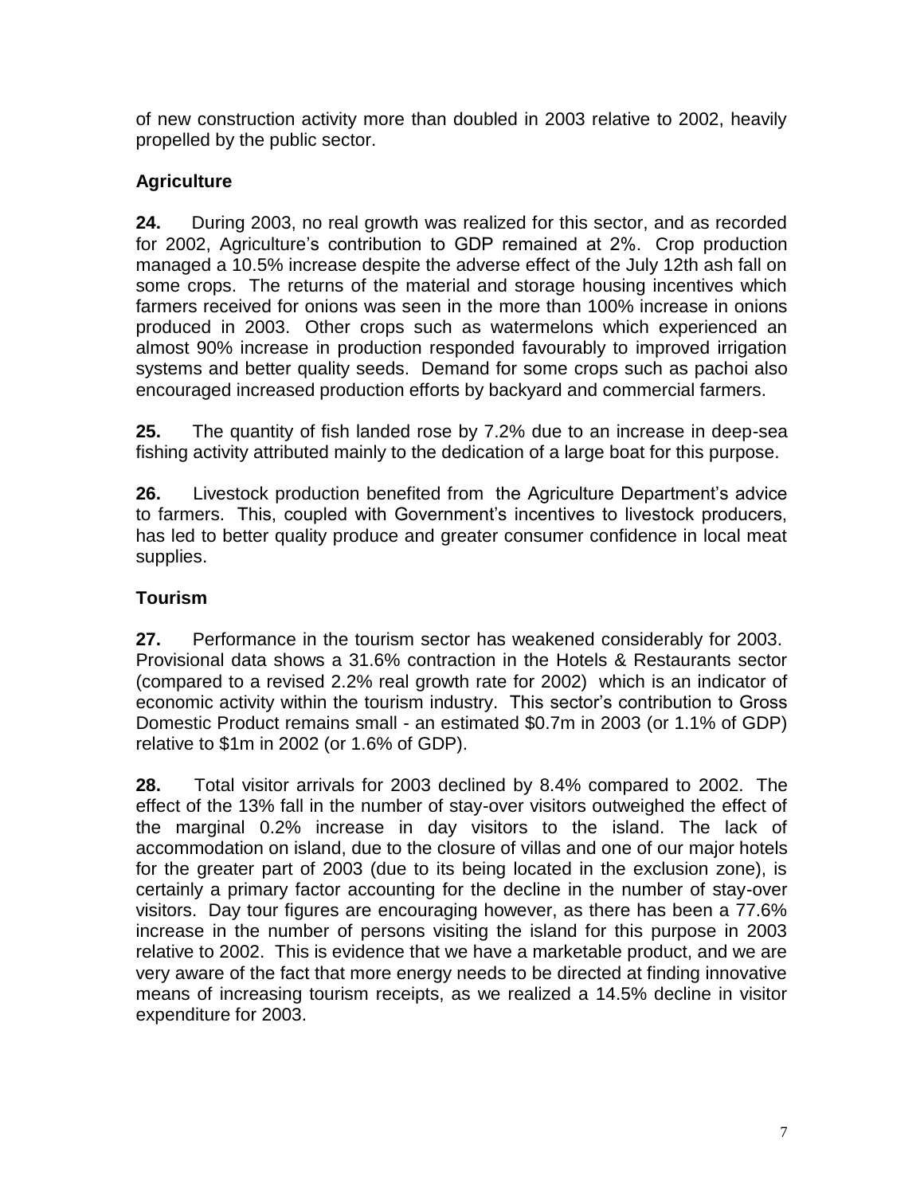of new construction activity more than doubled in 2003 relative to 2002, heavily propelled by the public sector.

## Agriculture

**24.** During 2003, no real growth was realized for this sector, and as recorded for 2002, Agriculture's contribution to GDP remained at 2%. Crop production managed a 10.5% increase despite the adverse effect of the July 12th ash fall on some crops. The returns of the material and storage housing incentives which farmers received for onions was seen in the more than 100% increase in onions produced in 2003. Other crops such as watermelons which experienced an almost 90% increase in production responded favourably to improved irrigation systems and better quality seeds. Demand for some crops such as pachoi also encouraged increased production efforts by backyard and commercial farmers.

**25.** The quantity of fish landed rose by 7.2% due to an increase in deep-sea fishing activity attributed mainly to the dedication of a large boat for this purpose.

**26.** Livestock production benefited from the Agriculture Department's advice to farmers. This, coupled with Government's incentives to livestock producers, has led to better quality produce and greater consumer confidence in local meat supplies.

## Tourism

**27.** Performance in the tourism sector has weakened considerably for 2003. Provisional data shows a 31.6% contraction in the Hotels & Restaurants sector (compared to a revised 2.2% real growth rate for 2002) which is an indicator of economic activity within the tourism industry. This sector's contribution to Gross Domestic Product remains small - an estimated \$0.7m in 2003 (or 1.1% of GDP) relative to \$1m in 2002 (or 1.6% of GDP).

**28.** Total visitor arrivals for 2003 declined by 8.4% compared to 2002. The effect of the 13% fall in the number of stay-over visitors outweighed the effect of the marginal 0.2% increase in day visitors to the island. The lack of accommodation on island, due to the closure of villas and one of our major hotels for the greater part of 2003 (due to its being located in the exclusion zone), is certainly a primary factor accounting for the decline in the number of stay-over visitors. Day tour figures are encouraging however, as there has been a 77.6% increase in the number of persons visiting the island for this purpose in 2003 relative to 2002. This is evidence that we have a marketable product, and we are very aware of the fact that more energy needs to be directed at finding innovative means of increasing tourism receipts, as we realized a 14.5% decline in visitor expenditure for 2003.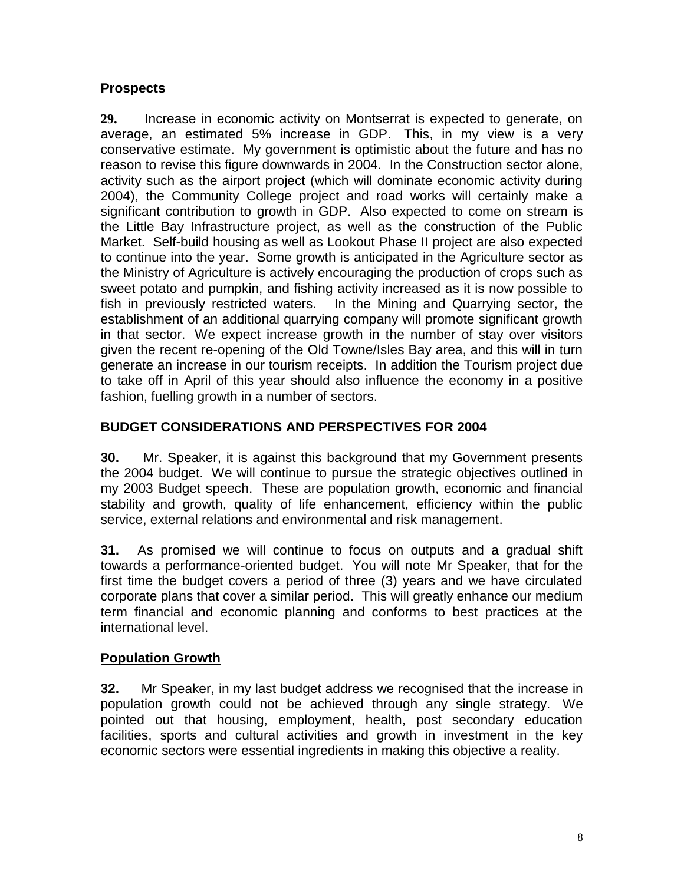## Prospects

**29.** Increase in economic activity on Montserrat is expected to generate, on average, an estimated 5% increase in GDP. This, in my view is a very conservative estimate. My government is optimistic about the future and has no reason to revise this figure downwards in 2004. In the Construction sector alone, activity such as the airport project (which will dominate economic activity during 2004), the Community College project and road works will certainly make a significant contribution to growth in GDP. Also expected to come on stream is the Little Bay Infrastructure project, as well as the construction of the Public Market. Self-build housing as well as Lookout Phase II project are also expected to continue into the year. Some growth is anticipated in the Agriculture sector as the Ministry of Agriculture is actively encouraging the production of crops such as sweet potato and pumpkin, and fishing activity increased as it is now possible to fish in previously restricted waters. In the Mining and Quarrying sector, the establishment of an additional quarrying company will promote significant growth in that sector. We expect increase growth in the number of stay over visitors given the recent re-opening of the Old Towne/Isles Bay area, and this will in turn generate an increase in our tourism receipts. In addition the Tourism project due to take off in April of this year should also influence the economy in a positive fashion, fuelling growth in a number of sectors.

## BUDGET CONSIDERATIONS AND PERSPECTIVES FOR 2004

**30.** Mr. Speaker, it is against this background that my Government presents the 2004 budget. We will continue to pursue the strategic objectives outlined in my 2003 Budget speech. These are population growth, economic and financial stability and growth, quality of life enhancement, efficiency within the public service, external relations and environmental and risk management.

**31.** As promised we will continue to focus on outputs and a gradual shift towards a performance-oriented budget. You will note Mr Speaker, that for the first time the budget covers a period of three (3) years and we have circulated corporate plans that cover a similar period. This will greatly enhance our medium term financial and economic planning and conforms to best practices at the international level.

## Population Growth

**32.** Mr Speaker, in my last budget address we recognised that the increase in population growth could not be achieved through any single strategy. We pointed out that housing, employment, health, post secondary education facilities, sports and cultural activities and growth in investment in the key economic sectors were essential ingredients in making this objective a reality.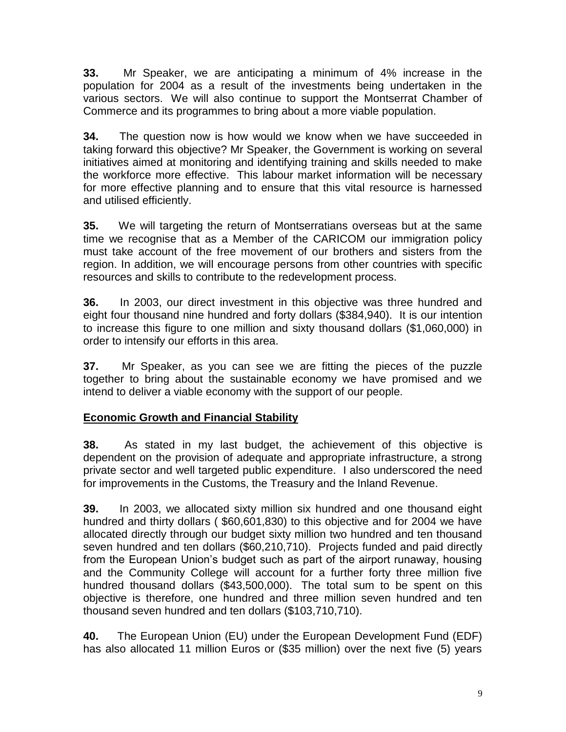**33.** Mr Speaker, we are anticipating a minimum of 4% increase in the population for 2004 as a result of the investments being undertaken in the various sectors. We will also continue to support the Montserrat Chamber of Commerce and its programmes to bring about a more viable population.

**34.** The question now is how would we know when we have succeeded in taking forward this objective? Mr Speaker, the Government is working on several initiatives aimed at monitoring and identifying training and skills needed to make the workforce more effective. This labour market information will be necessary for more effective planning and to ensure that this vital resource is harnessed and utilised efficiently.

**35.** We will targeting the return of Montserratians overseas but at the same time we recognise that as a Member of the CARICOM our immigration policy must take account of the free movement of our brothers and sisters from the region. In addition, we will encourage persons from other countries with specific resources and skills to contribute to the redevelopment process.

**36.** In 2003, our direct investment in this objective was three hundred and eight four thousand nine hundred and forty dollars ($384,940). It is our intention to increase this figure to one million and sixty thousand dollars ($1,060,000) in order to intensify our efforts in this area.

**37.** Mr Speaker, as you can see we are fitting the pieces of the puzzle together to bring about the sustainable economy we have promised and we intend to deliver a viable economy with the support of our people.

## Economic Growth and Financial Stability

**38.** As stated in my last budget, the achievement of this objective is dependent on the provision of adequate and appropriate infrastructure, a strong private sector and well targeted public expenditure. I also underscored the need for improvements in the Customs, the Treasury and the Inland Revenue.

**39.** In 2003, we allocated sixty million six hundred and one thousand eight hundred and thirty dollars ( $60,601,830) to this objective and for 2004 we have allocated directly through our budget sixty million two hundred and ten thousand seven hundred and ten dollars ($60,210,710). Projects funded and paid directly from the European Union's budget such as part of the airport runaway, housing and the Community College will account for a further forty three million five hundred thousand dollars ($43,500,000). The total sum to be spent on this objective is therefore, one hundred and three million seven hundred and ten thousand seven hundred and ten dollars ($103,710,710).

**40.** The European Union (EU) under the European Development Fund (EDF) has also allocated 11 million Euros or ($35 million) over the next five (5) years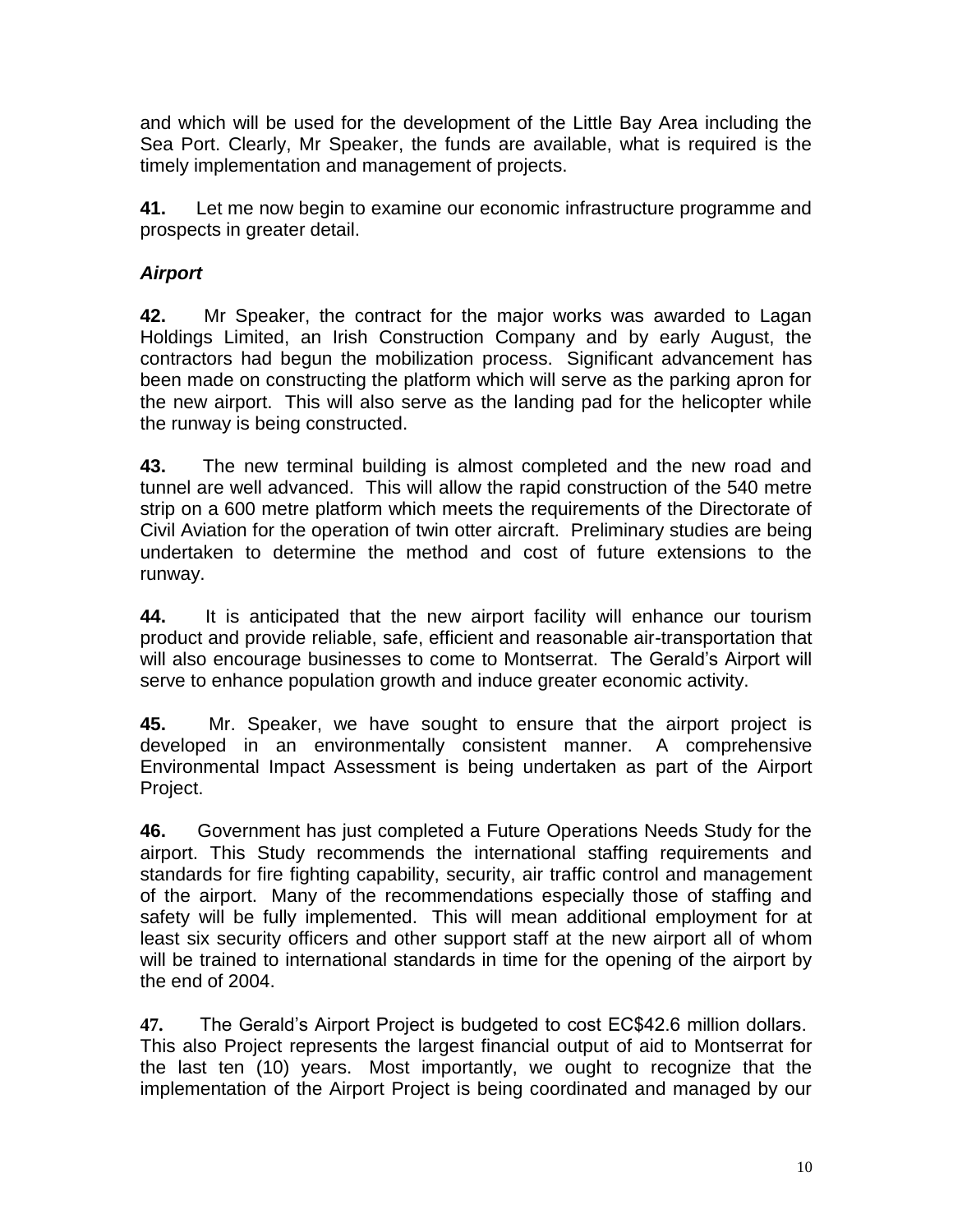and which will be used for the development of the Little Bay Area including the Sea Port. Clearly, Mr Speaker, the funds are available, what is required is the timely implementation and management of projects.

**41.** Let me now begin to examine our economic infrastructure programme and prospects in greater detail.

### *Airport*

**42.** Mr Speaker, the contract for the major works was awarded to Lagan Holdings Limited, an Irish Construction Company and by early August, the contractors had begun the mobilization process. Significant advancement has been made on constructing the platform which will serve as the parking apron for the new airport. This will also serve as the landing pad for the helicopter while the runway is being constructed.

**43.** The new terminal building is almost completed and the new road and tunnel are well advanced. This will allow the rapid construction of the 540 metre strip on a 600 metre platform which meets the requirements of the Directorate of Civil Aviation for the operation of twin otter aircraft. Preliminary studies are being undertaken to determine the method and cost of future extensions to the runway.

**44.** It is anticipated that the new airport facility will enhance our tourism product and provide reliable, safe, efficient and reasonable air-transportation that will also encourage businesses to come to Montserrat. The Gerald's Airport will serve to enhance population growth and induce greater economic activity.

**45.** Mr. Speaker, we have sought to ensure that the airport project is developed in an environmentally consistent manner. A comprehensive Environmental Impact Assessment is being undertaken as part of the Airport Project.

**46.** Government has just completed a Future Operations Needs Study for the airport. This Study recommends the international staffing requirements and standards for fire fighting capability, security, air traffic control and management of the airport. Many of the recommendations especially those of staffing and safety will be fully implemented. This will mean additional employment for at least six security officers and other support staff at the new airport all of whom will be trained to international standards in time for the opening of the airport by the end of 2004.

**47.** The Gerald's Airport Project is budgeted to cost EC$42.6 million dollars. This also Project represents the largest financial output of aid to Montserrat for the last ten (10) years. Most importantly, we ought to recognize that the implementation of the Airport Project is being coordinated and managed by our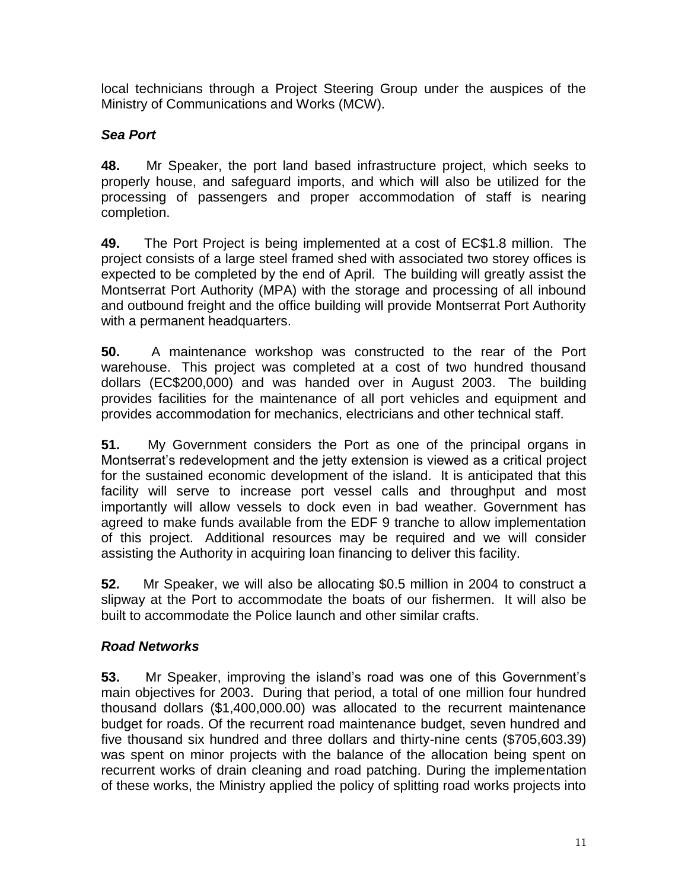local technicians through a Project Steering Group under the auspices of the Ministry of Communications and Works (MCW).

### *Sea Port*

**48.** Mr Speaker, the port land based infrastructure project, which seeks to properly house, and safeguard imports, and which will also be utilized for the processing of passengers and proper accommodation of staff is nearing completion.

**49.** The Port Project is being implemented at a cost of EC$1.8 million. The project consists of a large steel framed shed with associated two storey offices is expected to be completed by the end of April. The building will greatly assist the Montserrat Port Authority (MPA) with the storage and processing of all inbound and outbound freight and the office building will provide Montserrat Port Authority with a permanent headquarters.

**50.** A maintenance workshop was constructed to the rear of the Port warehouse. This project was completed at a cost of two hundred thousand dollars (EC$200,000) and was handed over in August 2003. The building provides facilities for the maintenance of all port vehicles and equipment and provides accommodation for mechanics, electricians and other technical staff.

**51.** My Government considers the Port as one of the principal organs in Montserrat's redevelopment and the jetty extension is viewed as a critical project for the sustained economic development of the island. It is anticipated that this facility will serve to increase port vessel calls and throughput and most importantly will allow vessels to dock even in bad weather. Government has agreed to make funds available from the EDF 9 tranche to allow implementation of this project. Additional resources may be required and we will consider assisting the Authority in acquiring loan financing to deliver this facility.

**52.** Mr Speaker, we will also be allocating $0.5 million in 2004 to construct a slipway at the Port to accommodate the boats of our fishermen. It will also be built to accommodate the Police launch and other similar crafts.

### *Road Networks*

**53.** Mr Speaker, improving the island's road was one of this Government's main objectives for 2003. During that period, a total of one million four hundred thousand dollars ($1,400,000.00) was allocated to the recurrent maintenance budget for roads. Of the recurrent road maintenance budget, seven hundred and five thousand six hundred and three dollars and thirty-nine cents ($705,603.39) was spent on minor projects with the balance of the allocation being spent on recurrent works of drain cleaning and road patching. During the implementation of these works, the Ministry applied the policy of splitting road works projects into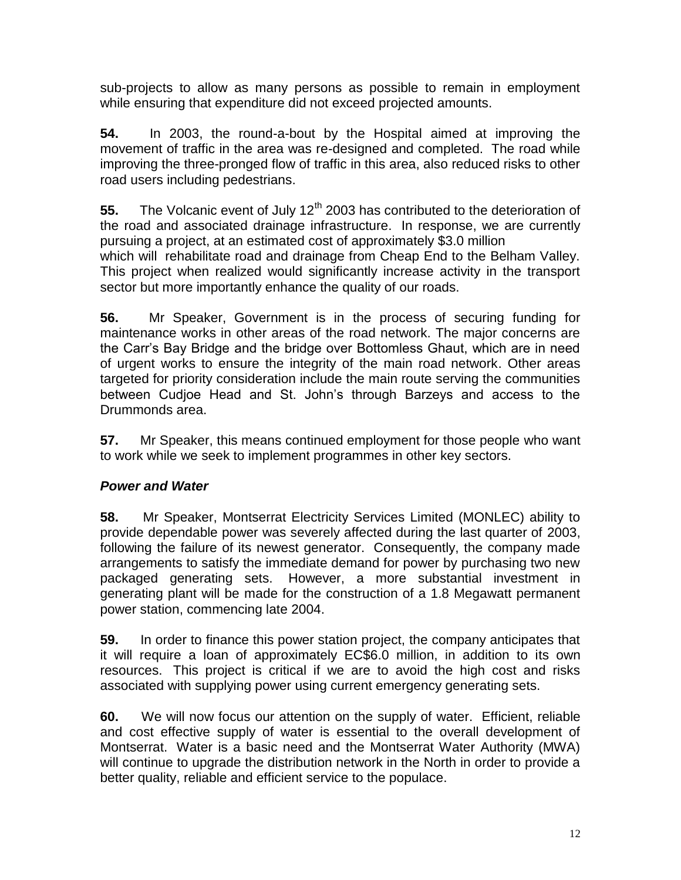sub-projects to allow as many persons as possible to remain in employment while ensuring that expenditure did not exceed projected amounts.

**54.** In 2003, the round-a-bout by the Hospital aimed at improving the movement of traffic in the area was re-designed and completed. The road while improving the three-pronged flow of traffic in this area, also reduced risks to other road users including pedestrians.

**55.** The Volcanic event of July 12th 2003 has contributed to the deterioration of the road and associated drainage infrastructure. In response, we are currently pursuing a project, at an estimated cost of approximately $3.0 million which will rehabilitate road and drainage from Cheap End to the Belham Valley. This project when realized would significantly increase activity in the transport sector but more importantly enhance the quality of our roads.

**56.** Mr Speaker, Government is in the process of securing funding for maintenance works in other areas of the road network. The major concerns are the Carr's Bay Bridge and the bridge over Bottomless Ghaut, which are in need of urgent works to ensure the integrity of the main road network. Other areas targeted for priority consideration include the main route serving the communities between Cudjoe Head and St. John's through Barzeys and access to the Drummonds area.

**57.** Mr Speaker, this means continued employment for those people who want to work while we seek to implement programmes in other key sectors.

### *Power and Water*

**58.** Mr Speaker, Montserrat Electricity Services Limited (MONLEC) ability to provide dependable power was severely affected during the last quarter of 2003, following the failure of its newest generator. Consequently, the company made arrangements to satisfy the immediate demand for power by purchasing two new packaged generating sets. However, a more substantial investment in generating plant will be made for the construction of a 1.8 Megawatt permanent power station, commencing late 2004.

**59.** In order to finance this power station project, the company anticipates that it will require a loan of approximately EC$6.0 million, in addition to its own resources. This project is critical if we are to avoid the high cost and risks associated with supplying power using current emergency generating sets.

**60.** We will now focus our attention on the supply of water. Efficient, reliable and cost effective supply of water is essential to the overall development of Montserrat. Water is a basic need and the Montserrat Water Authority (MWA) will continue to upgrade the distribution network in the North in order to provide a better quality, reliable and efficient service to the populace.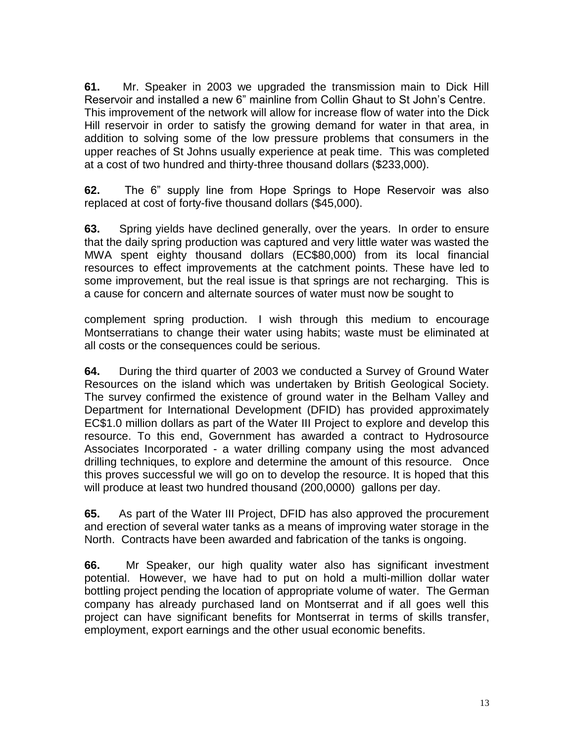**61.** Mr. Speaker in 2003 we upgraded the transmission main to Dick Hill Reservoir and installed a new 6" mainline from Collin Ghaut to St John's Centre. This improvement of the network will allow for increase flow of water into the Dick Hill reservoir in order to satisfy the growing demand for water in that area, in addition to solving some of the low pressure problems that consumers in the upper reaches of St Johns usually experience at peak time. This was completed at a cost of two hundred and thirty-three thousand dollars ($233,000).

**62.** The 6" supply line from Hope Springs to Hope Reservoir was also replaced at cost of forty-five thousand dollars ($45,000).

**63.** Spring yields have declined generally, over the years. In order to ensure that the daily spring production was captured and very little water was wasted the MWA spent eighty thousand dollars (EC$80,000) from its local financial resources to effect improvements at the catchment points. These have led to some improvement, but the real issue is that springs are not recharging. This is a cause for concern and alternate sources of water must now be sought to complement spring production. I wish through this medium to encourage Montserratians to change their water using habits; waste must be eliminated at all costs or the consequences could be serious.

**64.** During the third quarter of 2003 we conducted a Survey of Ground Water Resources on the island which was undertaken by British Geological Society. The survey confirmed the existence of ground water in the Belham Valley and Department for International Development (DFID) has provided approximately EC$1.0 million dollars as part of the Water III Project to explore and develop this resource. To this end, Government has awarded a contract to Hydrosource Associates Incorporated - a water drilling company using the most advanced drilling techniques, to explore and determine the amount of this resource. Once this proves successful we will go on to develop the resource. It is hoped that this will produce at least two hundred thousand (200,0000) gallons per day.

**65.** As part of the Water III Project, DFID has also approved the procurement and erection of several water tanks as a means of improving water storage in the North. Contracts have been awarded and fabrication of the tanks is ongoing.

**66.** Mr Speaker, our high quality water also has significant investment potential. However, we have had to put on hold a multi-million dollar water bottling project pending the location of appropriate volume of water. The German company has already purchased land on Montserrat and if all goes well this project can have significant benefits for Montserrat in terms of skills transfer, employment, export earnings and the other usual economic benefits.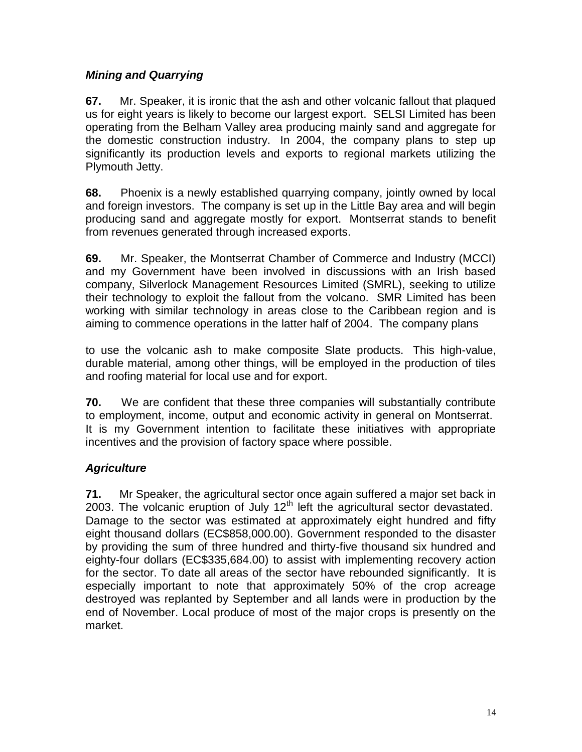### *Mining and Quarrying*

**67.** Mr. Speaker, it is ironic that the ash and other volcanic fallout that plaqued us for eight years is likely to become our largest export. SELSI Limited has been operating from the Belham Valley area producing mainly sand and aggregate for the domestic construction industry. In 2004, the company plans to step up significantly its production levels and exports to regional markets utilizing the Plymouth Jetty.

**68.** Phoenix is a newly established quarrying company, jointly owned by local and foreign investors. The company is set up in the Little Bay area and will begin producing sand and aggregate mostly for export. Montserrat stands to benefit from revenues generated through increased exports.

**69.** Mr. Speaker, the Montserrat Chamber of Commerce and Industry (MCCI) and my Government have been involved in discussions with an Irish based company, Silverlock Management Resources Limited (SMRL), seeking to utilize their technology to exploit the fallout from the volcano. SMR Limited has been working with similar technology in areas close to the Caribbean region and is aiming to commence operations in the latter half of 2004. The company plans to use the volcanic ash to make composite Slate products. This high-value, durable material, among other things, will be employed in the production of tiles and roofing material for local use and for export.

**70.** We are confident that these three companies will substantially contribute to employment, income, output and economic activity in general on Montserrat. It is my Government intention to facilitate these initiatives with appropriate incentives and the provision of factory space where possible.

### *Agriculture*

**71.** Mr Speaker, the agricultural sector once again suffered a major set back in 2003. The volcanic eruption of July 12th left the agricultural sector devastated. Damage to the sector was estimated at approximately eight hundred and fifty eight thousand dollars (EC$858,000.00). Government responded to the disaster by providing the sum of three hundred and thirty-five thousand six hundred and eighty-four dollars (EC$335,684.00) to assist with implementing recovery action for the sector. To date all areas of the sector have rebounded significantly. It is especially important to note that approximately 50% of the crop acreage destroyed was replanted by September and all lands were in production by the end of November. Local produce of most of the major crops is presently on the market.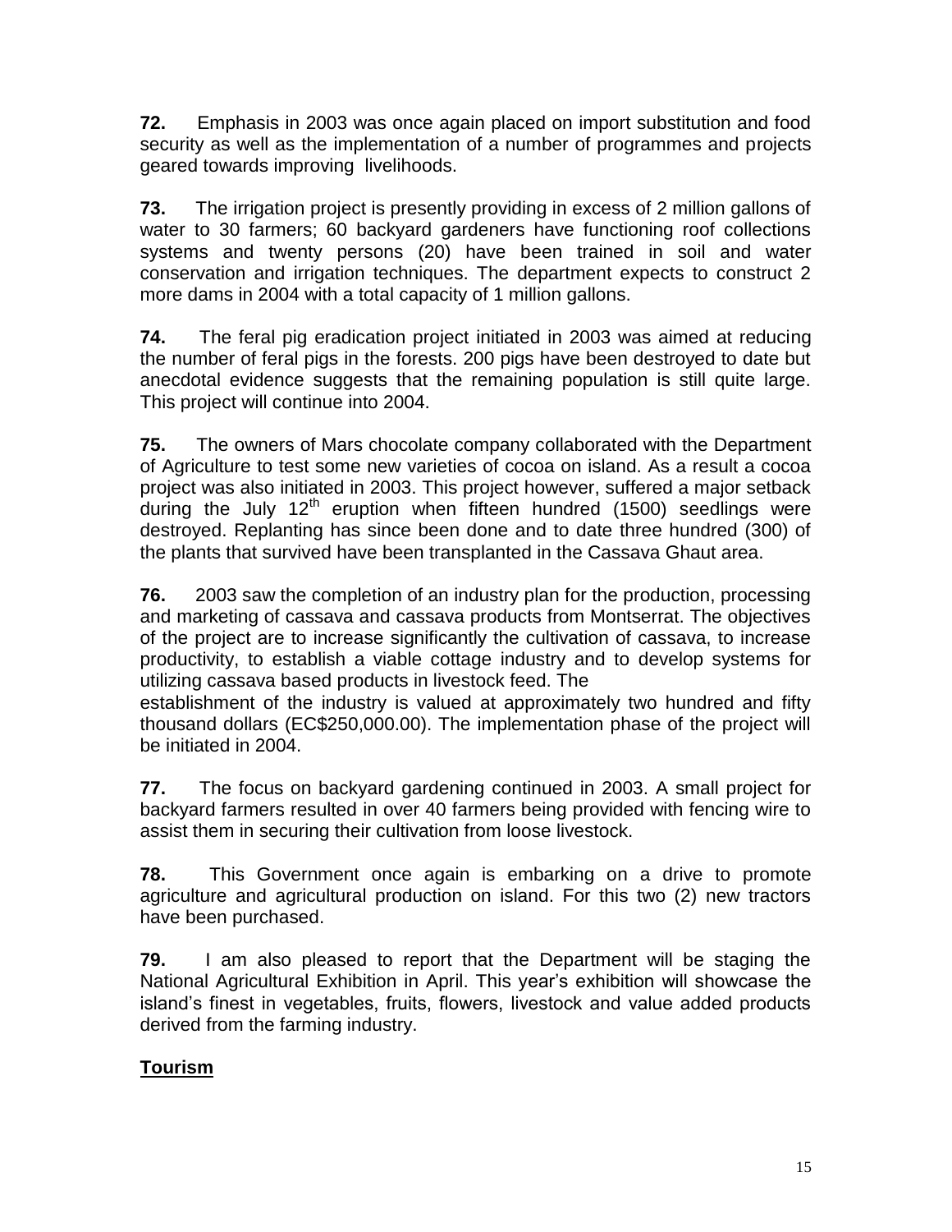**72.** Emphasis in 2003 was once again placed on import substitution and food security as well as the implementation of a number of programmes and projects geared towards improving livelihoods.

**73.** The irrigation project is presently providing in excess of 2 million gallons of water to 30 farmers; 60 backyard gardeners have functioning roof collections systems and twenty persons (20) have been trained in soil and water conservation and irrigation techniques. The department expects to construct 2 more dams in 2004 with a total capacity of 1 million gallons.

**74.** The feral pig eradication project initiated in 2003 was aimed at reducing the number of feral pigs in the forests. 200 pigs have been destroyed to date but anecdotal evidence suggests that the remaining population is still quite large. This project will continue into 2004.

**75.** The owners of Mars chocolate company collaborated with the Department of Agriculture to test some new varieties of cocoa on island. As a result a cocoa project was also initiated in 2003. This project however, suffered a major setback during the July 12th eruption when fifteen hundred (1500) seedlings were destroyed. Replanting has since been done and to date three hundred (300) of the plants that survived have been transplanted in the Cassava Ghaut area.

**76.** 2003 saw the completion of an industry plan for the production, processing and marketing of cassava and cassava products from Montserrat. The objectives of the project are to increase significantly the cultivation of cassava, to increase productivity, to establish a viable cottage industry and to develop systems for utilizing cassava based products in livestock feed. The establishment of the industry is valued at approximately two hundred and fifty thousand dollars (EC$250,000.00). The implementation phase of the project will be initiated in 2004.

**77.** The focus on backyard gardening continued in 2003. A small project for backyard farmers resulted in over 40 farmers being provided with fencing wire to assist them in securing their cultivation from loose livestock.

**78.** This Government once again is embarking on a drive to promote agriculture and agricultural production on island. For this two (2) new tractors have been purchased.

**79.** I am also pleased to report that the Department will be staging the National Agricultural Exhibition in April. This year's exhibition will showcase the island's finest in vegetables, fruits, flowers, livestock and value added products derived from the farming industry.

## **Tourism**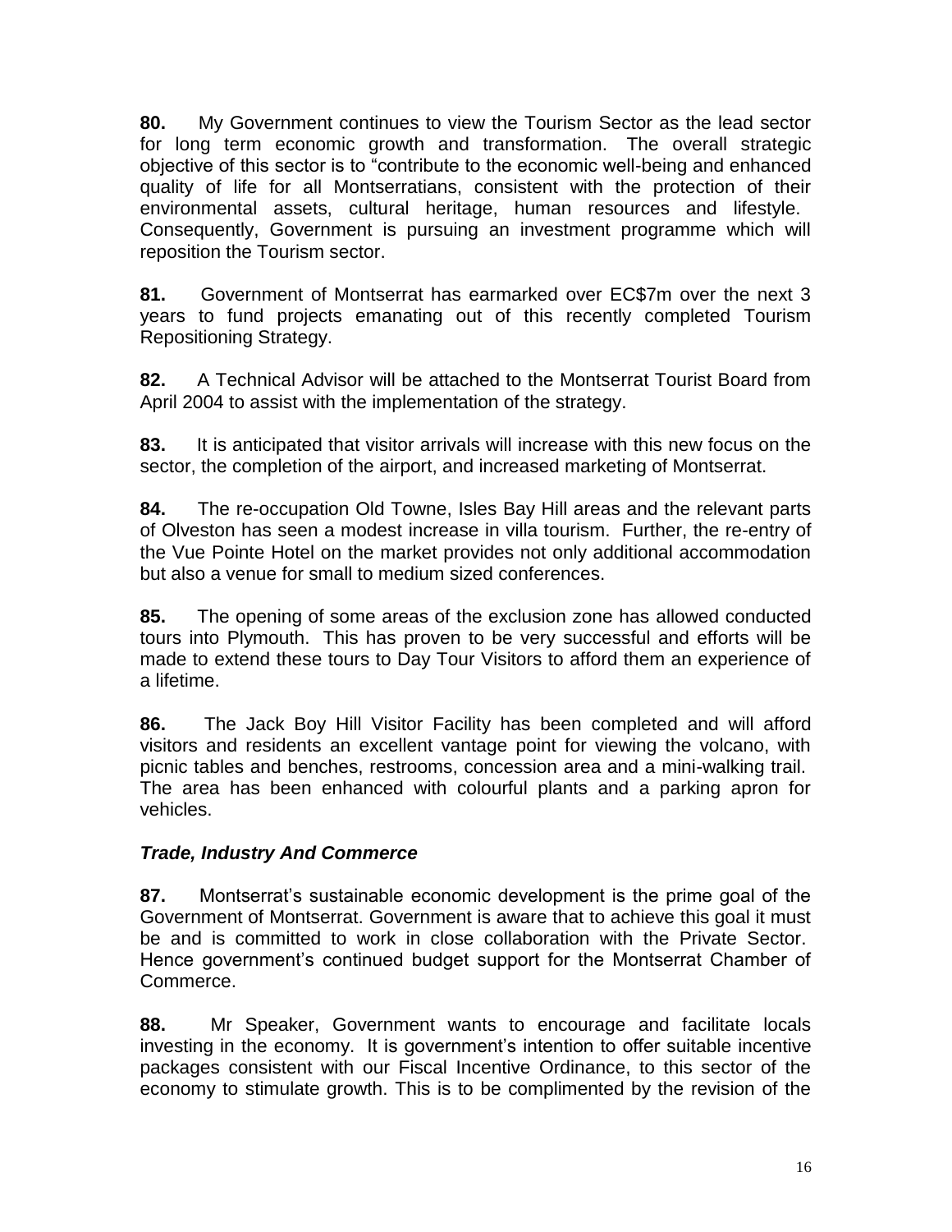**80.** My Government continues to view the Tourism Sector as the lead sector for long term economic growth and transformation. The overall strategic objective of this sector is to "contribute to the economic well-being and enhanced quality of life for all Montserratians, consistent with the protection of their environmental assets, cultural heritage, human resources and lifestyle. Consequently, Government is pursuing an investment programme which will reposition the Tourism sector.

**81.** Government of Montserrat has earmarked over EC$7m over the next 3 years to fund projects emanating out of this recently completed Tourism Repositioning Strategy.

**82.** A Technical Advisor will be attached to the Montserrat Tourist Board from April 2004 to assist with the implementation of the strategy.

**83.** It is anticipated that visitor arrivals will increase with this new focus on the sector, the completion of the airport, and increased marketing of Montserrat.

**84.** The re-occupation Old Towne, Isles Bay Hill areas and the relevant parts of Olveston has seen a modest increase in villa tourism. Further, the re-entry of the Vue Pointe Hotel on the market provides not only additional accommodation but also a venue for small to medium sized conferences.

**85.** The opening of some areas of the exclusion zone has allowed conducted tours into Plymouth. This has proven to be very successful and efforts will be made to extend these tours to Day Tour Visitors to afford them an experience of a lifetime.

**86.** The Jack Boy Hill Visitor Facility has been completed and will afford visitors and residents an excellent vantage point for viewing the volcano, with picnic tables and benches, restrooms, concession area and a mini-walking trail. The area has been enhanced with colourful plants and a parking apron for vehicles.

***Trade, Industry And Commerce***

**87.** Montserrat's sustainable economic development is the prime goal of the Government of Montserrat. Government is aware that to achieve this goal it must be and is committed to work in close collaboration with the Private Sector. Hence government's continued budget support for the Montserrat Chamber of Commerce.

**88.** Mr Speaker, Government wants to encourage and facilitate locals investing in the economy. It is government's intention to offer suitable incentive packages consistent with our Fiscal Incentive Ordinance, to this sector of the economy to stimulate growth. This is to be complimented by the revision of the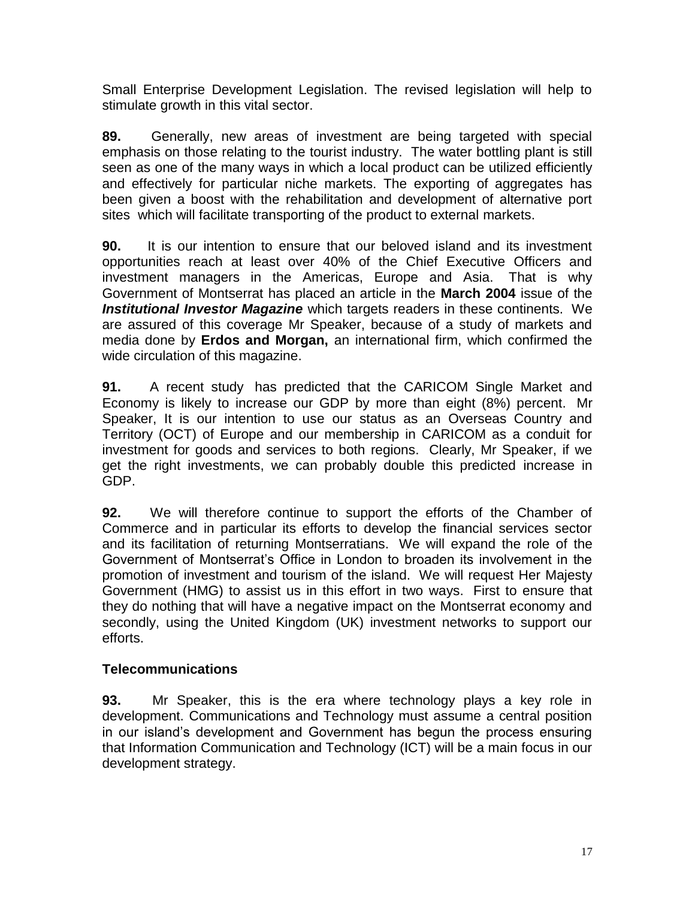Small Enterprise Development Legislation. The revised legislation will help to stimulate growth in this vital sector.

**89.** Generally, new areas of investment are being targeted with special emphasis on those relating to the tourist industry. The water bottling plant is still seen as one of the many ways in which a local product can be utilized efficiently and effectively for particular niche markets. The exporting of aggregates has been given a boost with the rehabilitation and development of alternative port sites which will facilitate transporting of the product to external markets.

**90.** It is our intention to ensure that our beloved island and its investment opportunities reach at least over 40% of the Chief Executive Officers and investment managers in the Americas, Europe and Asia. That is why Government of Montserrat has placed an article in the **March 2004** issue of the ***Institutional Investor Magazine*** which targets readers in these continents. We are assured of this coverage Mr Speaker, because of a study of markets and media done by **Erdos and Morgan,** an international firm, which confirmed the wide circulation of this magazine.

**91.** A recent study has predicted that the CARICOM Single Market and Economy is likely to increase our GDP by more than eight (8%) percent. Mr Speaker, It is our intention to use our status as an Overseas Country and Territory (OCT) of Europe and our membership in CARICOM as a conduit for investment for goods and services to both regions. Clearly, Mr Speaker, if we get the right investments, we can probably double this predicted increase in GDP.

**92.** We will therefore continue to support the efforts of the Chamber of Commerce and in particular its efforts to develop the financial services sector and its facilitation of returning Montserratians. We will expand the role of the Government of Montserrat's Office in London to broaden its involvement in the promotion of investment and tourism of the island. We will request Her Majesty Government (HMG) to assist us in this effort in two ways. First to ensure that they do nothing that will have a negative impact on the Montserrat economy and secondly, using the United Kingdom (UK) investment networks to support our efforts.

### Telecommunications

**93.** Mr Speaker, this is the era where technology plays a key role in development. Communications and Technology must assume a central position in our island's development and Government has begun the process ensuring that Information Communication and Technology (ICT) will be a main focus in our development strategy.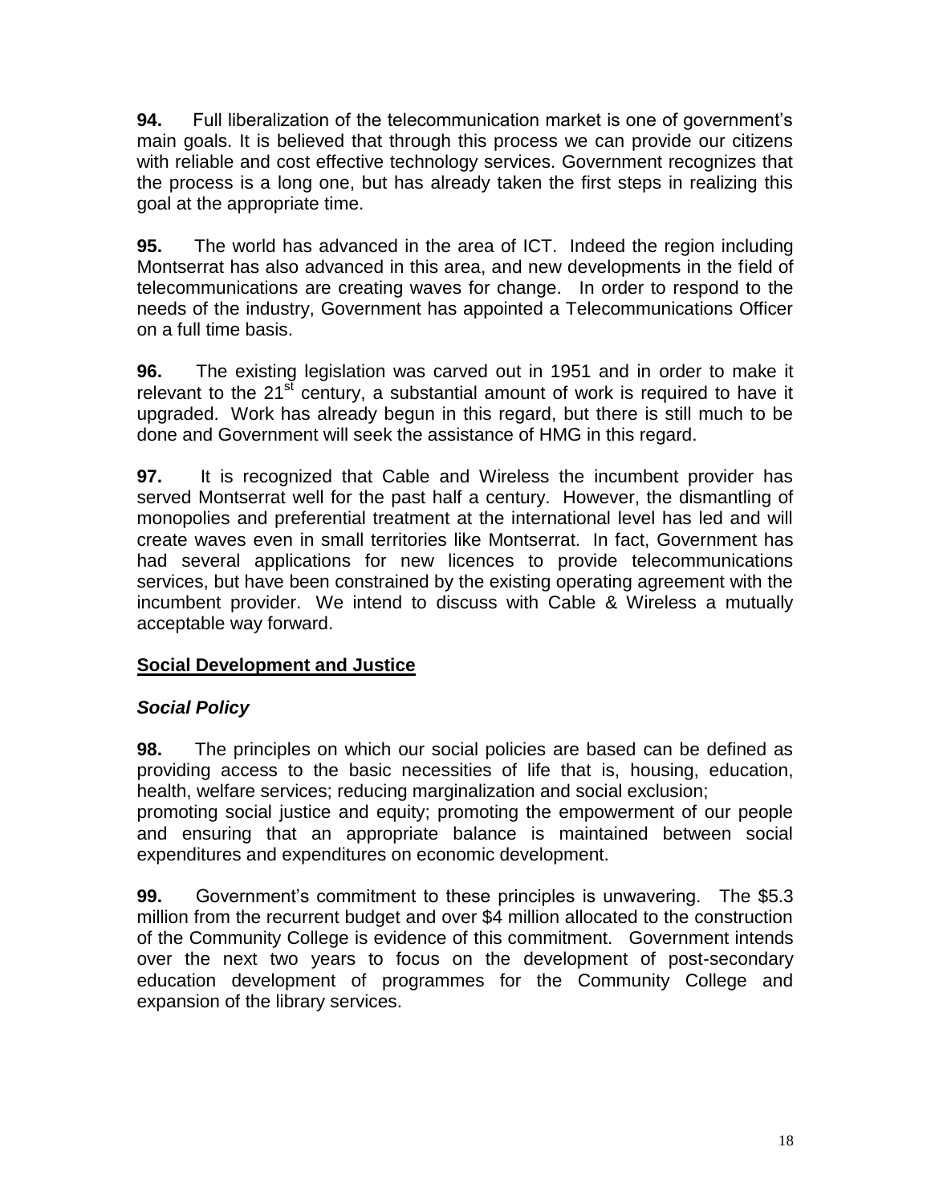**94.** Full liberalization of the telecommunication market is one of government's main goals. It is believed that through this process we can provide our citizens with reliable and cost effective technology services. Government recognizes that the process is a long one, but has already taken the first steps in realizing this goal at the appropriate time.

**95.** The world has advanced in the area of ICT. Indeed the region including Montserrat has also advanced in this area, and new developments in the field of telecommunications are creating waves for change. In order to respond to the needs of the industry, Government has appointed a Telecommunications Officer on a full time basis.

**96.** The existing legislation was carved out in 1951 and in order to make it relevant to the 21st century, a substantial amount of work is required to have it upgraded. Work has already begun in this regard, but there is still much to be done and Government will seek the assistance of HMG in this regard.

**97.** It is recognized that Cable and Wireless the incumbent provider has served Montserrat well for the past half a century. However, the dismantling of monopolies and preferential treatment at the international level has led and will create waves even in small territories like Montserrat. In fact, Government has had several applications for new licences to provide telecommunications services, but have been constrained by the existing operating agreement with the incumbent provider. We intend to discuss with Cable & Wireless a mutually acceptable way forward.

## Social Development and Justice

### *Social Policy*

**98.** The principles on which our social policies are based can be defined as providing access to the basic necessities of life that is, housing, education, health, welfare services; reducing marginalization and social exclusion; promoting social justice and equity; promoting the empowerment of our people and ensuring that an appropriate balance is maintained between social expenditures and expenditures on economic development.

**99.** Government's commitment to these principles is unwavering. The $5.3 million from the recurrent budget and over $4 million allocated to the construction of the Community College is evidence of this commitment. Government intends over the next two years to focus on the development of post-secondary education development of programmes for the Community College and expansion of the library services.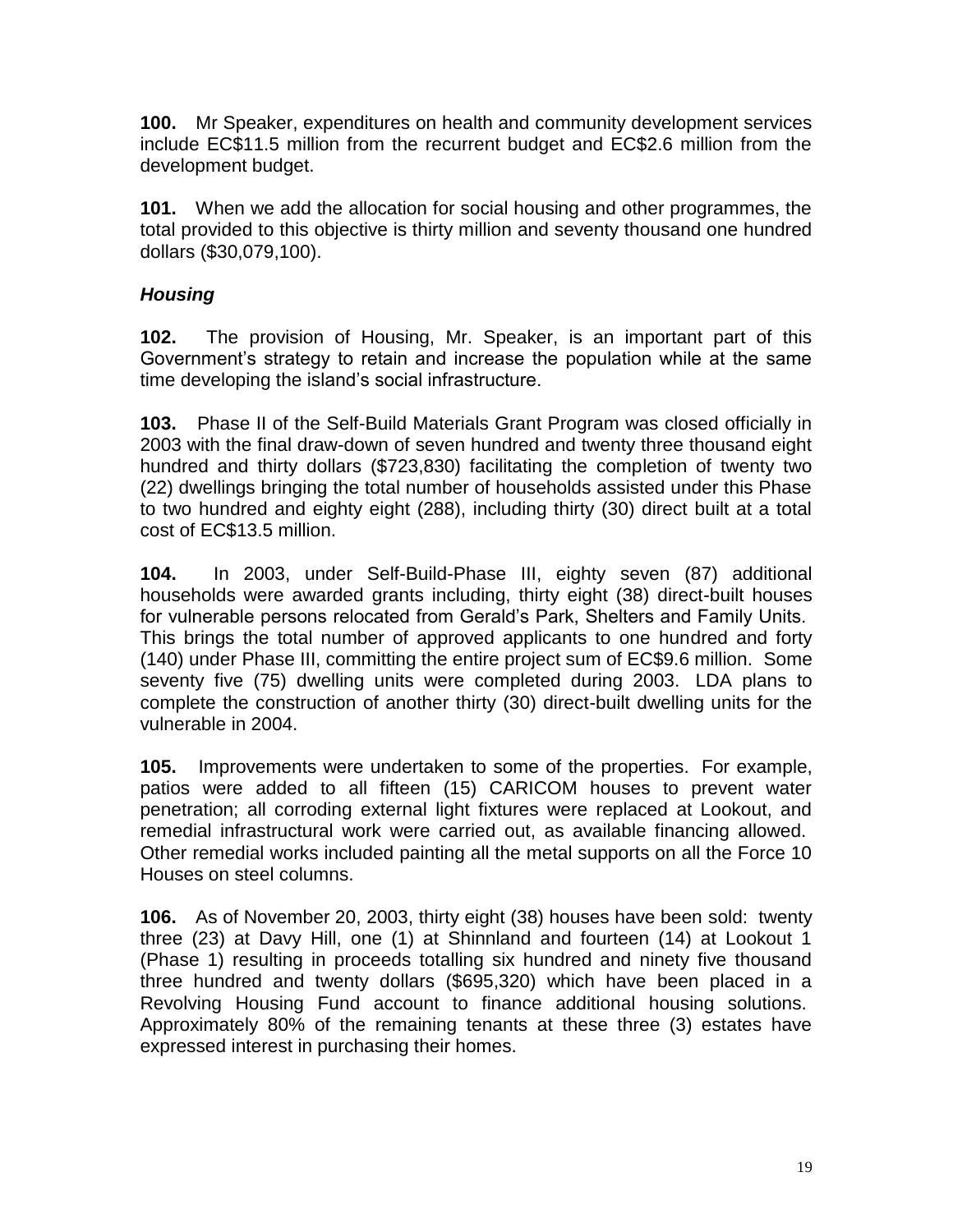**100.** Mr Speaker, expenditures on health and community development services include EC$11.5 million from the recurrent budget and EC$2.6 million from the development budget.

**101.** When we add the allocation for social housing and other programmes, the total provided to this objective is thirty million and seventy thousand one hundred dollars ($30,079,100).

### *Housing*

**102.** The provision of Housing, Mr. Speaker, is an important part of this Government's strategy to retain and increase the population while at the same time developing the island's social infrastructure.

**103.** Phase II of the Self-Build Materials Grant Program was closed officially in 2003 with the final draw-down of seven hundred and twenty three thousand eight hundred and thirty dollars ($723,830) facilitating the completion of twenty two (22) dwellings bringing the total number of households assisted under this Phase to two hundred and eighty eight (288), including thirty (30) direct built at a total cost of EC$13.5 million.

**104.** In 2003, under Self-Build-Phase III, eighty seven (87) additional households were awarded grants including, thirty eight (38) direct-built houses for vulnerable persons relocated from Gerald's Park, Shelters and Family Units. This brings the total number of approved applicants to one hundred and forty (140) under Phase III, committing the entire project sum of EC$9.6 million. Some seventy five (75) dwelling units were completed during 2003. LDA plans to complete the construction of another thirty (30) direct-built dwelling units for the vulnerable in 2004.

**105.** Improvements were undertaken to some of the properties. For example, patios were added to all fifteen (15) CARICOM houses to prevent water penetration; all corroding external light fixtures were replaced at Lookout, and remedial infrastructural work were carried out, as available financing allowed. Other remedial works included painting all the metal supports on all the Force 10 Houses on steel columns.

**106.** As of November 20, 2003, thirty eight (38) houses have been sold: twenty three (23) at Davy Hill, one (1) at Shinnland and fourteen (14) at Lookout 1 (Phase 1) resulting in proceeds totalling six hundred and ninety five thousand three hundred and twenty dollars ($695,320) which have been placed in a Revolving Housing Fund account to finance additional housing solutions. Approximately 80% of the remaining tenants at these three (3) estates have expressed interest in purchasing their homes.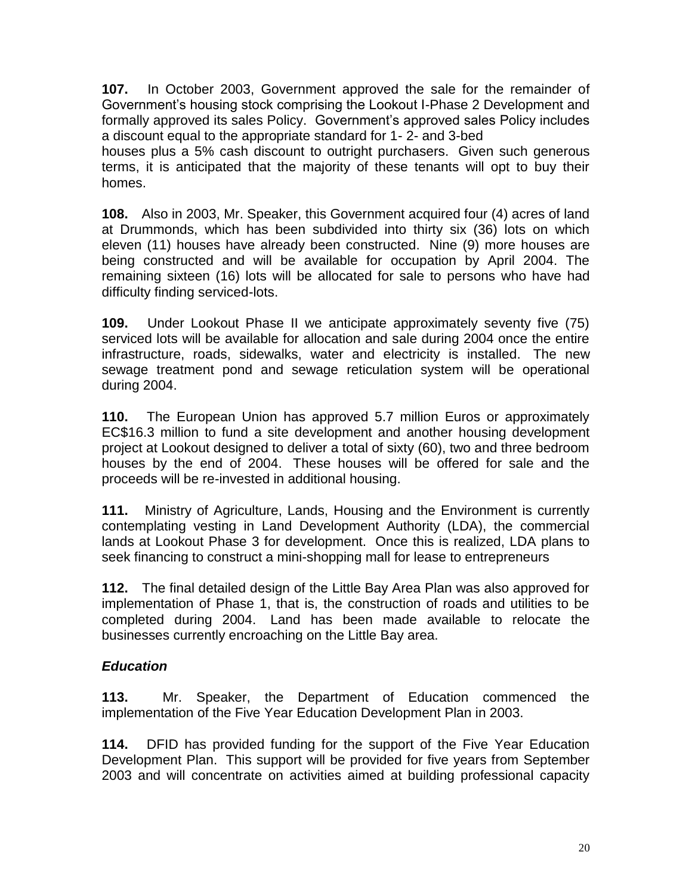**107.** In October 2003, Government approved the sale for the remainder of Government's housing stock comprising the Lookout I-Phase 2 Development and formally approved its sales Policy. Government's approved sales Policy includes a discount equal to the appropriate standard for 1- 2- and 3-bed houses plus a 5% cash discount to outright purchasers. Given such generous terms, it is anticipated that the majority of these tenants will opt to buy their homes.

**108.** Also in 2003, Mr. Speaker, this Government acquired four (4) acres of land at Drummonds, which has been subdivided into thirty six (36) lots on which eleven (11) houses have already been constructed. Nine (9) more houses are being constructed and will be available for occupation by April 2004. The remaining sixteen (16) lots will be allocated for sale to persons who have had difficulty finding serviced-lots.

**109.** Under Lookout Phase II we anticipate approximately seventy five (75) serviced lots will be available for allocation and sale during 2004 once the entire infrastructure, roads, sidewalks, water and electricity is installed. The new sewage treatment pond and sewage reticulation system will be operational during 2004.

**110.** The European Union has approved 5.7 million Euros or approximately EC$16.3 million to fund a site development and another housing development project at Lookout designed to deliver a total of sixty (60), two and three bedroom houses by the end of 2004. These houses will be offered for sale and the proceeds will be re-invested in additional housing.

**111.** Ministry of Agriculture, Lands, Housing and the Environment is currently contemplating vesting in Land Development Authority (LDA), the commercial lands at Lookout Phase 3 for development. Once this is realized, LDA plans to seek financing to construct a mini-shopping mall for lease to entrepreneurs

**112.** The final detailed design of the Little Bay Area Plan was also approved for implementation of Phase 1, that is, the construction of roads and utilities to be completed during 2004. Land has been made available to relocate the businesses currently encroaching on the Little Bay area.

### *Education*

**113.** Mr. Speaker, the Department of Education commenced the implementation of the Five Year Education Development Plan in 2003.

**114.** DFID has provided funding for the support of the Five Year Education Development Plan. This support will be provided for five years from September 2003 and will concentrate on activities aimed at building professional capacity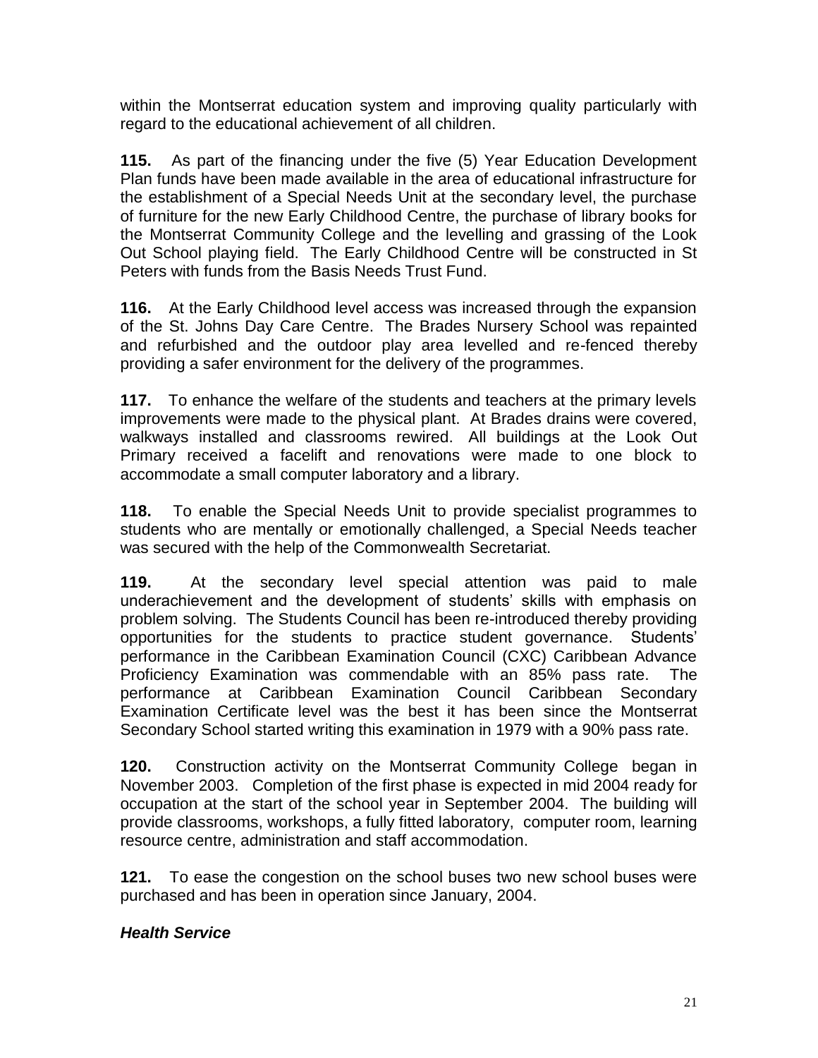within the Montserrat education system and improving quality particularly with regard to the educational achievement of all children.

**115.** As part of the financing under the five (5) Year Education Development Plan funds have been made available in the area of educational infrastructure for the establishment of a Special Needs Unit at the secondary level, the purchase of furniture for the new Early Childhood Centre, the purchase of library books for the Montserrat Community College and the levelling and grassing of the Look Out School playing field. The Early Childhood Centre will be constructed in St Peters with funds from the Basis Needs Trust Fund.

**116.** At the Early Childhood level access was increased through the expansion of the St. Johns Day Care Centre. The Brades Nursery School was repainted and refurbished and the outdoor play area levelled and re-fenced thereby providing a safer environment for the delivery of the programmes.

**117.** To enhance the welfare of the students and teachers at the primary levels improvements were made to the physical plant. At Brades drains were covered, walkways installed and classrooms rewired. All buildings at the Look Out Primary received a facelift and renovations were made to one block to accommodate a small computer laboratory and a library.

**118.** To enable the Special Needs Unit to provide specialist programmes to students who are mentally or emotionally challenged, a Special Needs teacher was secured with the help of the Commonwealth Secretariat.

**119.** At the secondary level special attention was paid to male underachievement and the development of students' skills with emphasis on problem solving. The Students Council has been re-introduced thereby providing opportunities for the students to practice student governance. Students' performance in the Caribbean Examination Council (CXC) Caribbean Advance Proficiency Examination was commendable with an 85% pass rate. The performance at Caribbean Examination Council Caribbean Secondary Examination Certificate level was the best it has been since the Montserrat Secondary School started writing this examination in 1979 with a 90% pass rate.

**120.** Construction activity on the Montserrat Community College began in November 2003. Completion of the first phase is expected in mid 2004 ready for occupation at the start of the school year in September 2004. The building will provide classrooms, workshops, a fully fitted laboratory, computer room, learning resource centre, administration and staff accommodation.

**121.** To ease the congestion on the school buses two new school buses were purchased and has been in operation since January, 2004.

***Health Service***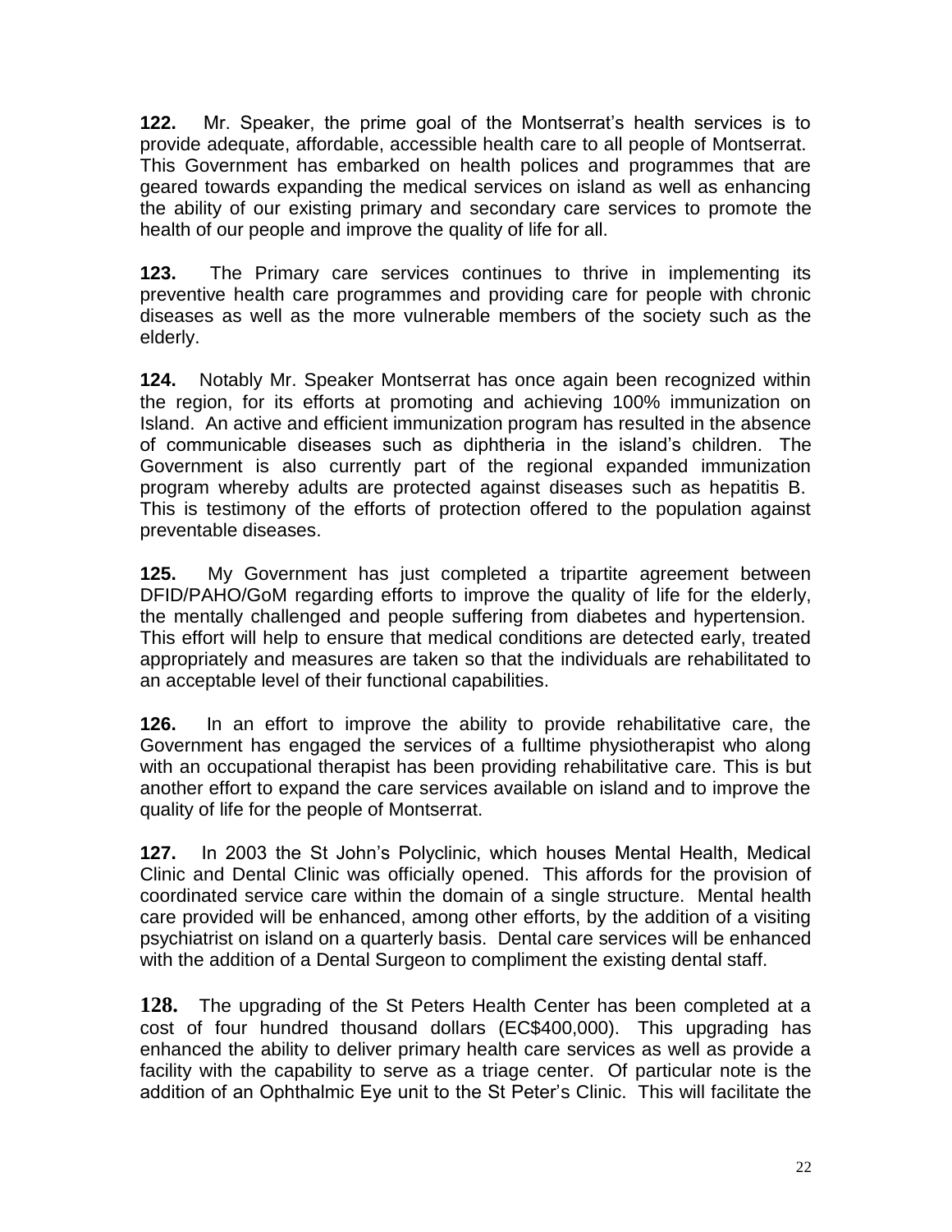**122.** Mr. Speaker, the prime goal of the Montserrat's health services is to provide adequate, affordable, accessible health care to all people of Montserrat. This Government has embarked on health polices and programmes that are geared towards expanding the medical services on island as well as enhancing the ability of our existing primary and secondary care services to promote the health of our people and improve the quality of life for all.

**123.** The Primary care services continues to thrive in implementing its preventive health care programmes and providing care for people with chronic diseases as well as the more vulnerable members of the society such as the elderly.

**124.** Notably Mr. Speaker Montserrat has once again been recognized within the region, for its efforts at promoting and achieving 100% immunization on Island. An active and efficient immunization program has resulted in the absence of communicable diseases such as diphtheria in the island's children. The Government is also currently part of the regional expanded immunization program whereby adults are protected against diseases such as hepatitis B. This is testimony of the efforts of protection offered to the population against preventable diseases.

**125.** My Government has just completed a tripartite agreement between DFID/PAHO/GoM regarding efforts to improve the quality of life for the elderly, the mentally challenged and people suffering from diabetes and hypertension. This effort will help to ensure that medical conditions are detected early, treated appropriately and measures are taken so that the individuals are rehabilitated to an acceptable level of their functional capabilities.

**126.** In an effort to improve the ability to provide rehabilitative care, the Government has engaged the services of a fulltime physiotherapist who along with an occupational therapist has been providing rehabilitative care. This is but another effort to expand the care services available on island and to improve the quality of life for the people of Montserrat.

**127.** In 2003 the St John's Polyclinic, which houses Mental Health, Medical Clinic and Dental Clinic was officially opened. This affords for the provision of coordinated service care within the domain of a single structure. Mental health care provided will be enhanced, among other efforts, by the addition of a visiting psychiatrist on island on a quarterly basis. Dental care services will be enhanced with the addition of a Dental Surgeon to compliment the existing dental staff.

**128.** The upgrading of the St Peters Health Center has been completed at a cost of four hundred thousand dollars (EC$400,000). This upgrading has enhanced the ability to deliver primary health care services as well as provide a facility with the capability to serve as a triage center. Of particular note is the addition of an Ophthalmic Eye unit to the St Peter's Clinic. This will facilitate the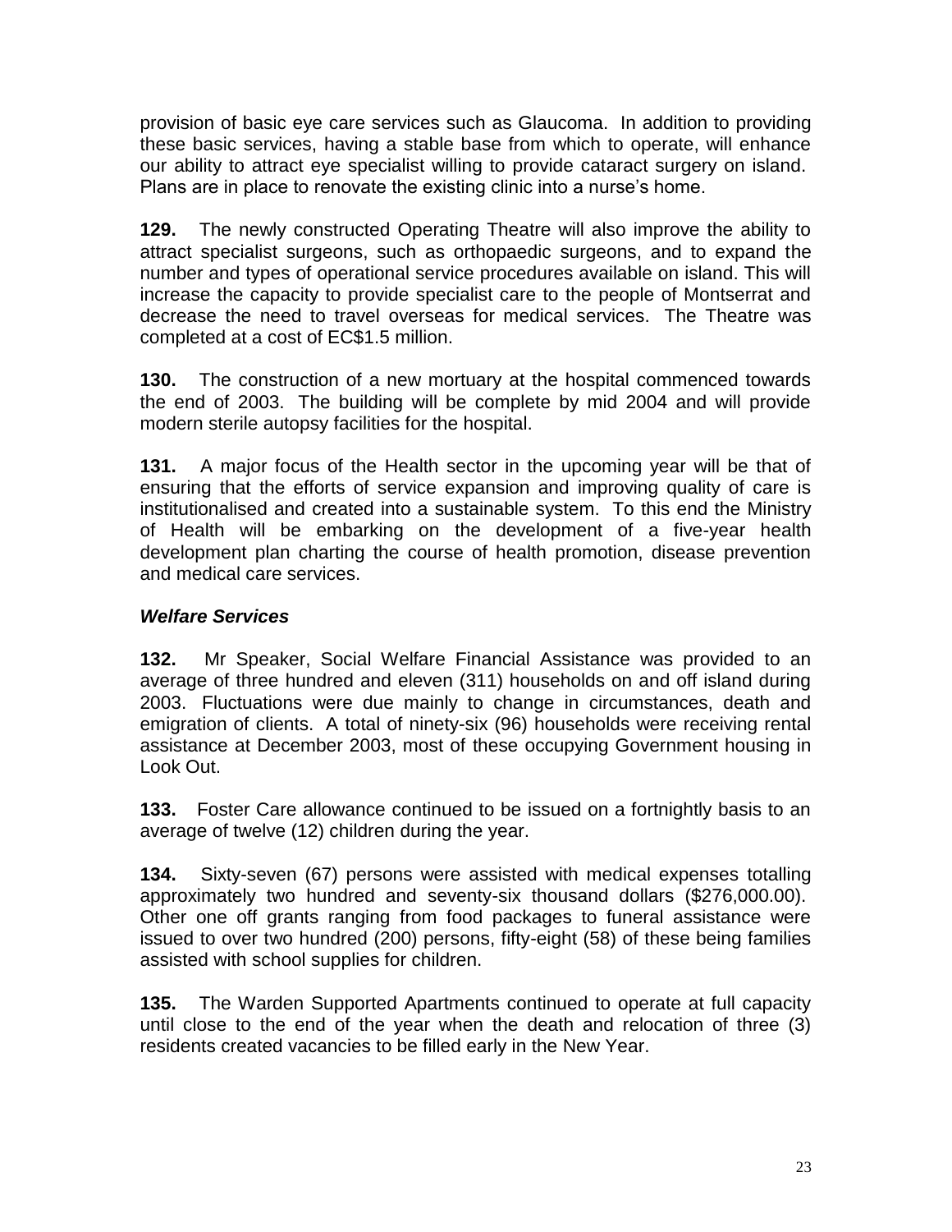provision of basic eye care services such as Glaucoma. In addition to providing these basic services, having a stable base from which to operate, will enhance our ability to attract eye specialist willing to provide cataract surgery on island. Plans are in place to renovate the existing clinic into a nurse's home.

**129.** The newly constructed Operating Theatre will also improve the ability to attract specialist surgeons, such as orthopaedic surgeons, and to expand the number and types of operational service procedures available on island. This will increase the capacity to provide specialist care to the people of Montserrat and decrease the need to travel overseas for medical services. The Theatre was completed at a cost of EC$1.5 million.

**130.** The construction of a new mortuary at the hospital commenced towards the end of 2003. The building will be complete by mid 2004 and will provide modern sterile autopsy facilities for the hospital.

**131.** A major focus of the Health sector in the upcoming year will be that of ensuring that the efforts of service expansion and improving quality of care is institutionalised and created into a sustainable system. To this end the Ministry of Health will be embarking on the development of a five-year health development plan charting the course of health promotion, disease prevention and medical care services.

***Welfare Services***

**132.** Mr Speaker, Social Welfare Financial Assistance was provided to an average of three hundred and eleven (311) households on and off island during 2003. Fluctuations were due mainly to change in circumstances, death and emigration of clients. A total of ninety-six (96) households were receiving rental assistance at December 2003, most of these occupying Government housing in Look Out.

**133.** Foster Care allowance continued to be issued on a fortnightly basis to an average of twelve (12) children during the year.

**134.** Sixty-seven (67) persons were assisted with medical expenses totalling approximately two hundred and seventy-six thousand dollars ($276,000.00). Other one off grants ranging from food packages to funeral assistance were issued to over two hundred (200) persons, fifty-eight (58) of these being families assisted with school supplies for children.

**135.** The Warden Supported Apartments continued to operate at full capacity until close to the end of the year when the death and relocation of three (3) residents created vacancies to be filled early in the New Year.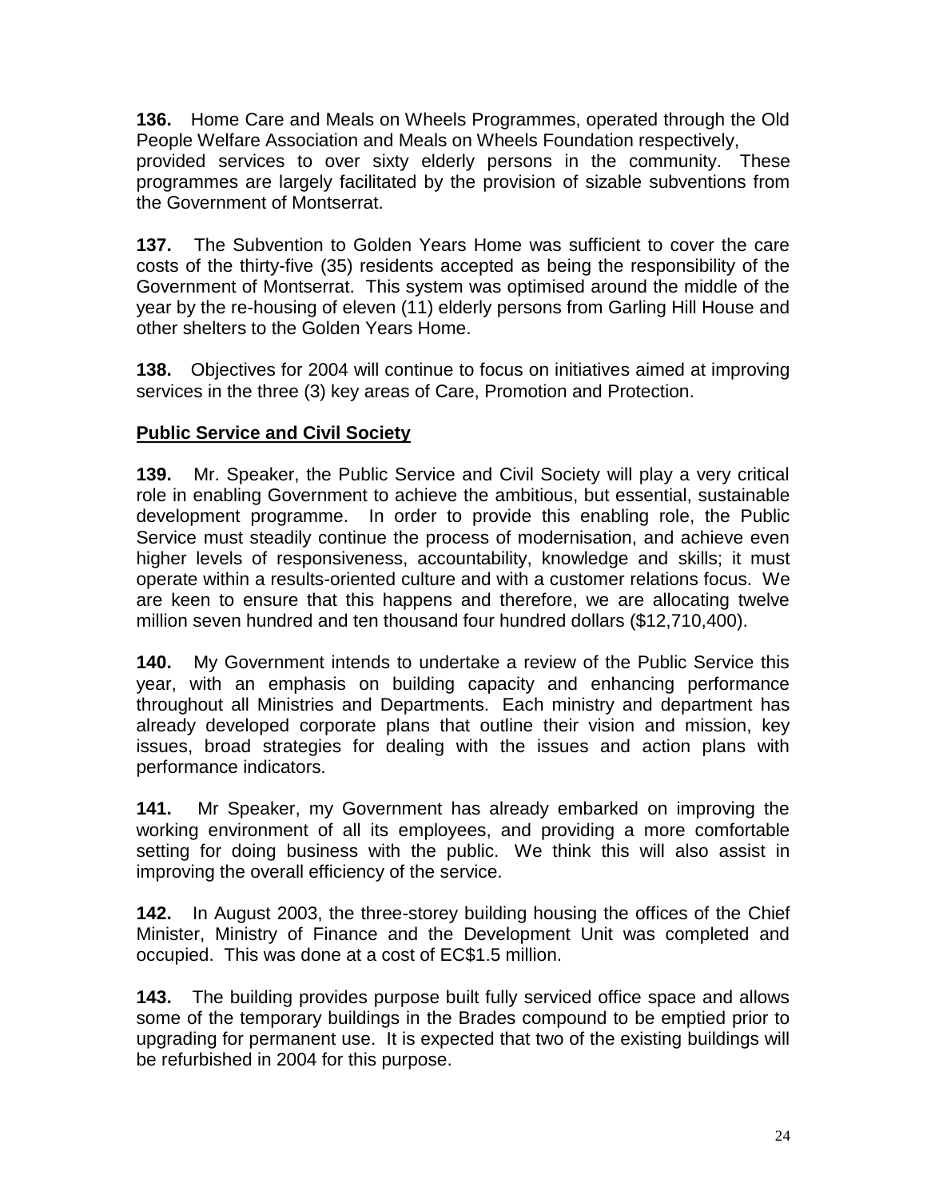**136.** Home Care and Meals on Wheels Programmes, operated through the Old People Welfare Association and Meals on Wheels Foundation respectively, provided services to over sixty elderly persons in the community. These programmes are largely facilitated by the provision of sizable subventions from the Government of Montserrat.

**137.** The Subvention to Golden Years Home was sufficient to cover the care costs of the thirty-five (35) residents accepted as being the responsibility of the Government of Montserrat. This system was optimised around the middle of the year by the re-housing of eleven (11) elderly persons from Garling Hill House and other shelters to the Golden Years Home.

**138.** Objectives for 2004 will continue to focus on initiatives aimed at improving services in the three (3) key areas of Care, Promotion and Protection.

**Public Service and Civil Society**

**139.** Mr. Speaker, the Public Service and Civil Society will play a very critical role in enabling Government to achieve the ambitious, but essential, sustainable development programme. In order to provide this enabling role, the Public Service must steadily continue the process of modernisation, and achieve even higher levels of responsiveness, accountability, knowledge and skills; it must operate within a results-oriented culture and with a customer relations focus. We are keen to ensure that this happens and therefore, we are allocating twelve million seven hundred and ten thousand four hundred dollars ($12,710,400).

**140.** My Government intends to undertake a review of the Public Service this year, with an emphasis on building capacity and enhancing performance throughout all Ministries and Departments. Each ministry and department has already developed corporate plans that outline their vision and mission, key issues, broad strategies for dealing with the issues and action plans with performance indicators.

**141.** Mr Speaker, my Government has already embarked on improving the working environment of all its employees, and providing a more comfortable setting for doing business with the public. We think this will also assist in improving the overall efficiency of the service.

**142.** In August 2003, the three-storey building housing the offices of the Chief Minister, Ministry of Finance and the Development Unit was completed and occupied. This was done at a cost of EC$1.5 million.

**143.** The building provides purpose built fully serviced office space and allows some of the temporary buildings in the Brades compound to be emptied prior to upgrading for permanent use. It is expected that two of the existing buildings will be refurbished in 2004 for this purpose.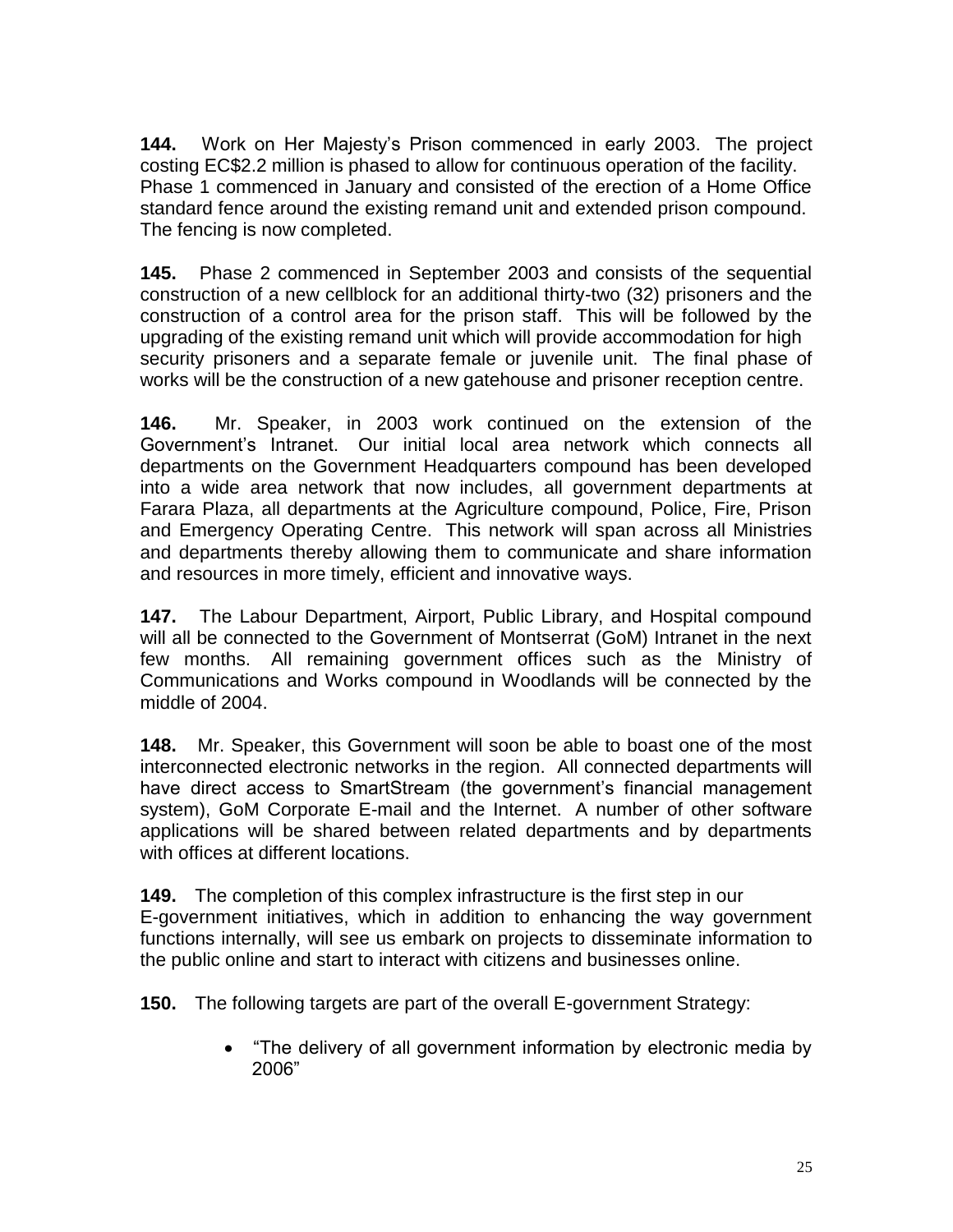**144.** Work on Her Majesty's Prison commenced in early 2003. The project costing EC$2.2 million is phased to allow for continuous operation of the facility. Phase 1 commenced in January and consisted of the erection of a Home Office standard fence around the existing remand unit and extended prison compound. The fencing is now completed.

**145.** Phase 2 commenced in September 2003 and consists of the sequential construction of a new cellblock for an additional thirty-two (32) prisoners and the construction of a control area for the prison staff. This will be followed by the upgrading of the existing remand unit which will provide accommodation for high security prisoners and a separate female or juvenile unit. The final phase of works will be the construction of a new gatehouse and prisoner reception centre.

**146.** Mr. Speaker, in 2003 work continued on the extension of the Government's Intranet. Our initial local area network which connects all departments on the Government Headquarters compound has been developed into a wide area network that now includes, all government departments at Farara Plaza, all departments at the Agriculture compound, Police, Fire, Prison and Emergency Operating Centre. This network will span across all Ministries and departments thereby allowing them to communicate and share information and resources in more timely, efficient and innovative ways.

**147.** The Labour Department, Airport, Public Library, and Hospital compound will all be connected to the Government of Montserrat (GoM) Intranet in the next few months. All remaining government offices such as the Ministry of Communications and Works compound in Woodlands will be connected by the middle of 2004.

**148.** Mr. Speaker, this Government will soon be able to boast one of the most interconnected electronic networks in the region. All connected departments will have direct access to SmartStream (the government's financial management system), GoM Corporate E-mail and the Internet. A number of other software applications will be shared between related departments and by departments with offices at different locations.

**149.** The completion of this complex infrastructure is the first step in our E-government initiatives, which in addition to enhancing the way government functions internally, will see us embark on projects to disseminate information to the public online and start to interact with citizens and businesses online.

**150.** The following targets are part of the overall E-government Strategy:

- "The delivery of all government information by electronic media by 2006"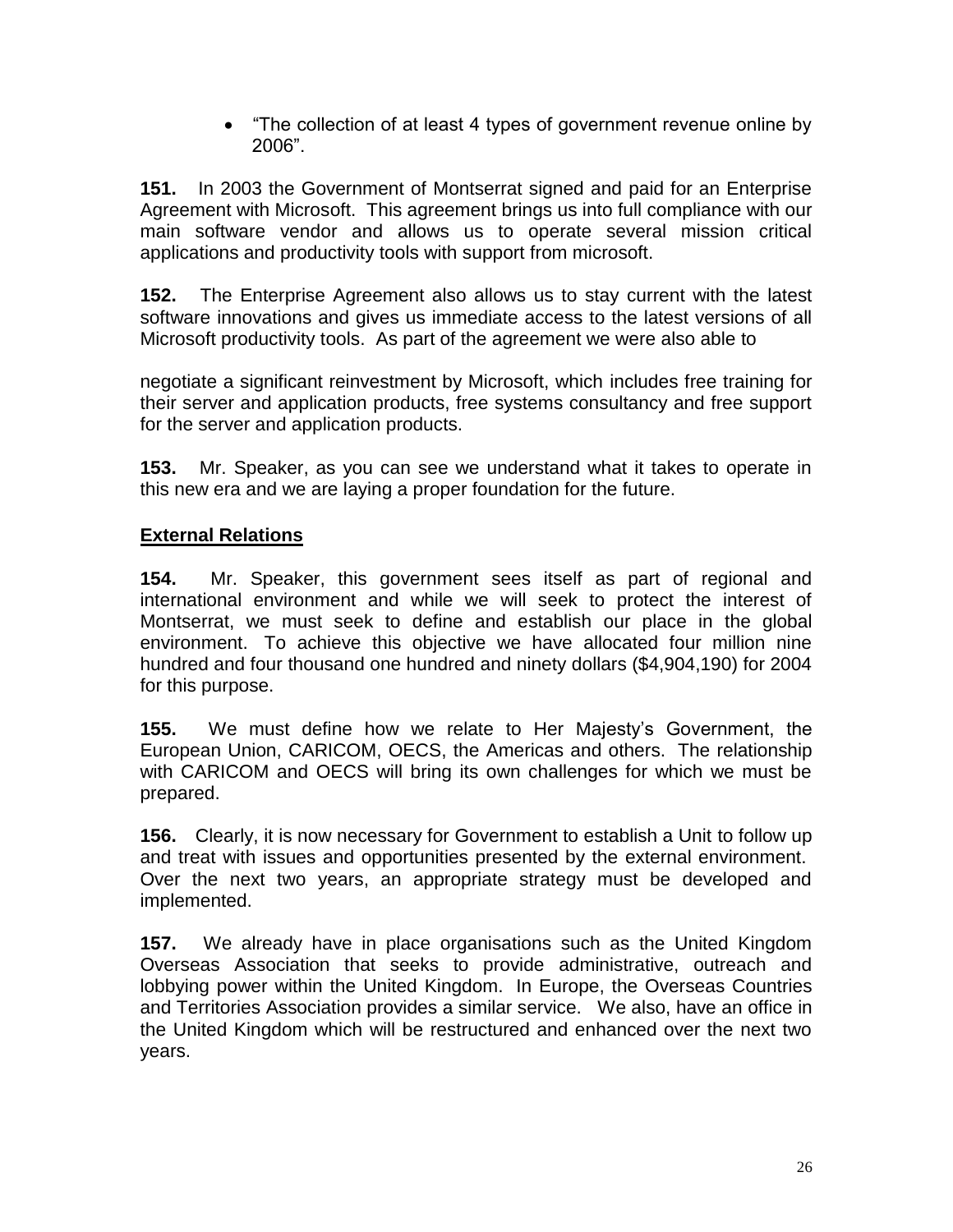- "The collection of at least 4 types of government revenue online by 2006".

**151.** In 2003 the Government of Montserrat signed and paid for an Enterprise Agreement with Microsoft. This agreement brings us into full compliance with our main software vendor and allows us to operate several mission critical applications and productivity tools with support from microsoft.

**152.** The Enterprise Agreement also allows us to stay current with the latest software innovations and gives us immediate access to the latest versions of all Microsoft productivity tools. As part of the agreement we were also able to negotiate a significant reinvestment by Microsoft, which includes free training for their server and application products, free systems consultancy and free support for the server and application products.

**153.** Mr. Speaker, as you can see we understand what it takes to operate in this new era and we are laying a proper foundation for the future.

## External Relations

**154.** Mr. Speaker, this government sees itself as part of regional and international environment and while we will seek to protect the interest of Montserrat, we must seek to define and establish our place in the global environment. To achieve this objective we have allocated four million nine hundred and four thousand one hundred and ninety dollars ($4,904,190) for 2004 for this purpose.

**155.** We must define how we relate to Her Majesty's Government, the European Union, CARICOM, OECS, the Americas and others. The relationship with CARICOM and OECS will bring its own challenges for which we must be prepared.

**156.** Clearly, it is now necessary for Government to establish a Unit to follow up and treat with issues and opportunities presented by the external environment. Over the next two years, an appropriate strategy must be developed and implemented.

**157.** We already have in place organisations such as the United Kingdom Overseas Association that seeks to provide administrative, outreach and lobbying power within the United Kingdom. In Europe, the Overseas Countries and Territories Association provides a similar service. We also, have an office in the United Kingdom which will be restructured and enhanced over the next two years.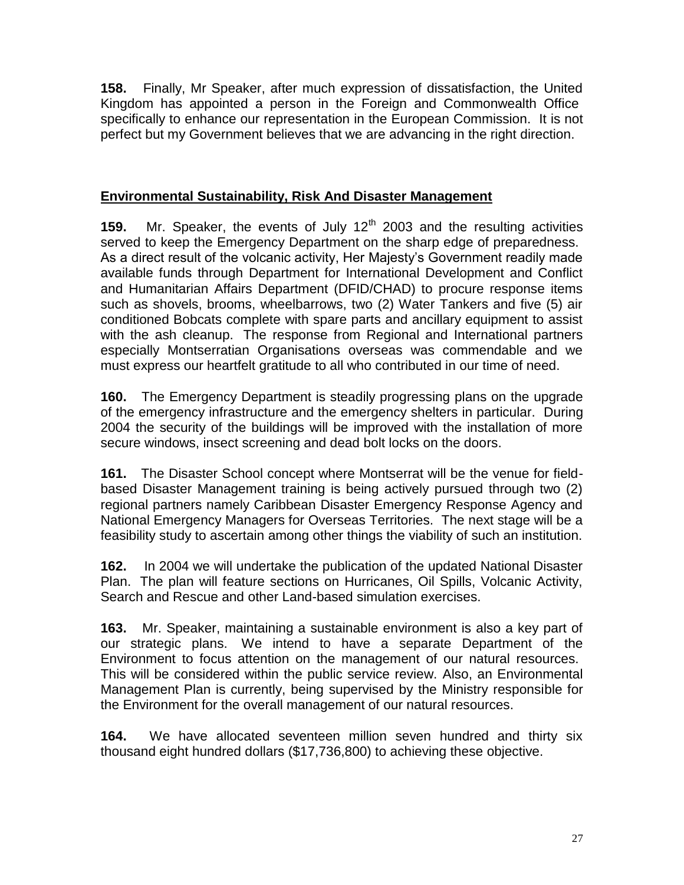**158.** Finally, Mr Speaker, after much expression of dissatisfaction, the United Kingdom has appointed a person in the Foreign and Commonwealth Office specifically to enhance our representation in the European Commission. It is not perfect but my Government believes that we are advancing in the right direction.

## Environmental Sustainability, Risk And Disaster Management

**159.** Mr. Speaker, the events of July 12th 2003 and the resulting activities served to keep the Emergency Department on the sharp edge of preparedness. As a direct result of the volcanic activity, Her Majesty's Government readily made available funds through Department for International Development and Conflict and Humanitarian Affairs Department (DFID/CHAD) to procure response items such as shovels, brooms, wheelbarrows, two (2) Water Tankers and five (5) air conditioned Bobcats complete with spare parts and ancillary equipment to assist with the ash cleanup. The response from Regional and International partners especially Montserratian Organisations overseas was commendable and we must express our heartfelt gratitude to all who contributed in our time of need.

**160.** The Emergency Department is steadily progressing plans on the upgrade of the emergency infrastructure and the emergency shelters in particular. During 2004 the security of the buildings will be improved with the installation of more secure windows, insect screening and dead bolt locks on the doors.

**161.** The Disaster School concept where Montserrat will be the venue for field-based Disaster Management training is being actively pursued through two (2) regional partners namely Caribbean Disaster Emergency Response Agency and National Emergency Managers for Overseas Territories. The next stage will be a feasibility study to ascertain among other things the viability of such an institution.

**162.** In 2004 we will undertake the publication of the updated National Disaster Plan. The plan will feature sections on Hurricanes, Oil Spills, Volcanic Activity, Search and Rescue and other Land-based simulation exercises.

**163.** Mr. Speaker, maintaining a sustainable environment is also a key part of our strategic plans. We intend to have a separate Department of the Environment to focus attention on the management of our natural resources. This will be considered within the public service review. Also, an Environmental Management Plan is currently, being supervised by the Ministry responsible for the Environment for the overall management of our natural resources.

**164.** We have allocated seventeen million seven hundred and thirty six thousand eight hundred dollars ($17,736,800) to achieving these objective.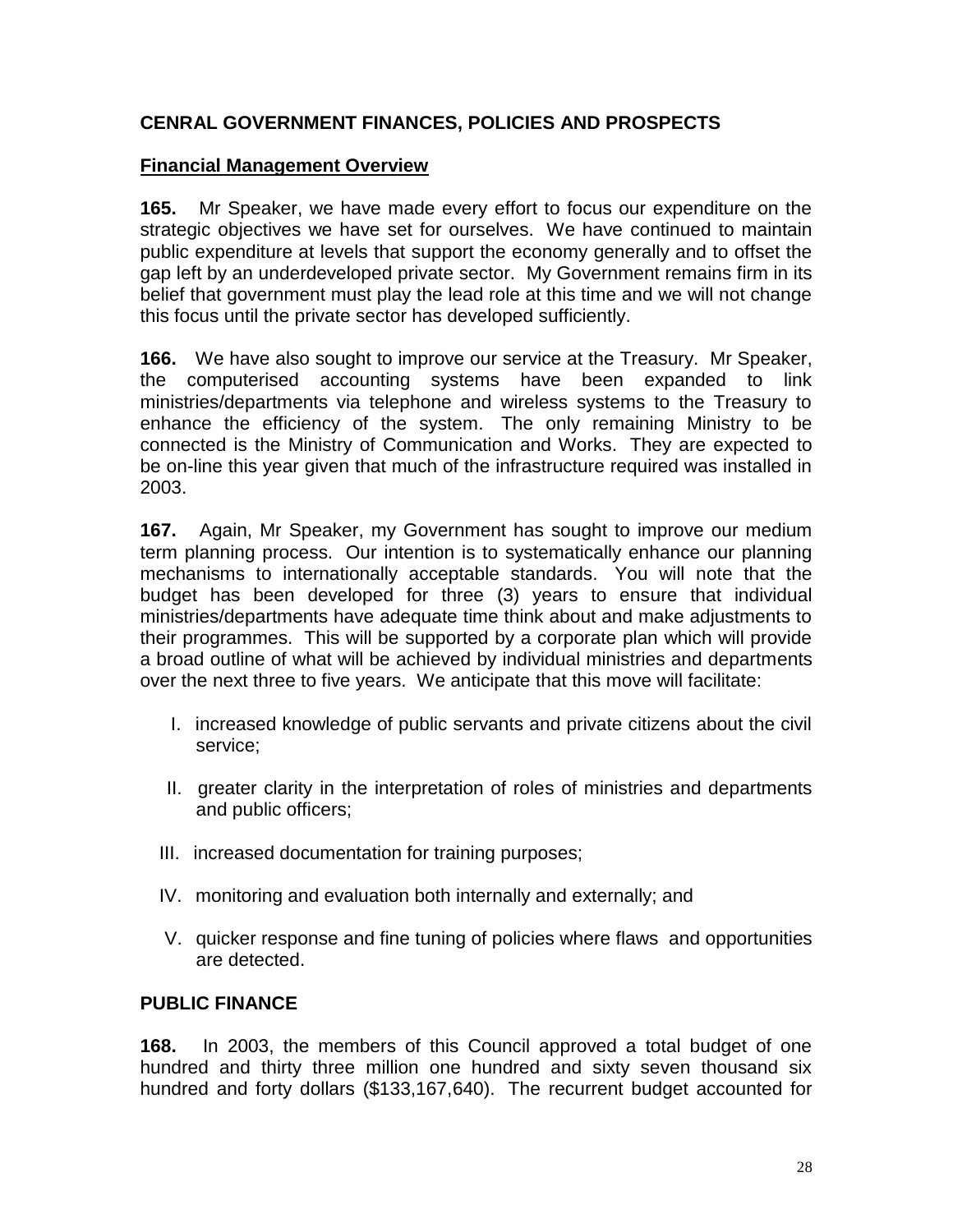## CENRAL GOVERNMENT FINANCES, POLICIES AND PROSPECTS

### Financial Management Overview

**165.** Mr Speaker, we have made every effort to focus our expenditure on the strategic objectives we have set for ourselves. We have continued to maintain public expenditure at levels that support the economy generally and to offset the gap left by an underdeveloped private sector. My Government remains firm in its belief that government must play the lead role at this time and we will not change this focus until the private sector has developed sufficiently.

**166.** We have also sought to improve our service at the Treasury. Mr Speaker, the computerised accounting systems have been expanded to link ministries/departments via telephone and wireless systems to the Treasury to enhance the efficiency of the system. The only remaining Ministry to be connected is the Ministry of Communication and Works. They are expected to be on-line this year given that much of the infrastructure required was installed in 2003.

**167.** Again, Mr Speaker, my Government has sought to improve our medium term planning process. Our intention is to systematically enhance our planning mechanisms to internationally acceptable standards. You will note that the budget has been developed for three (3) years to ensure that individual ministries/departments have adequate time think about and make adjustments to their programmes. This will be supported by a corporate plan which will provide a broad outline of what will be achieved by individual ministries and departments over the next three to five years. We anticipate that this move will facilitate:

I. increased knowledge of public servants and private citizens about the civil service;

II. greater clarity in the interpretation of roles of ministries and departments and public officers;

III. increased documentation for training purposes;

IV. monitoring and evaluation both internally and externally; and

V. quicker response and fine tuning of policies where flaws and opportunities are detected.

## PUBLIC FINANCE

**168.** In 2003, the members of this Council approved a total budget of one hundred and thirty three million one hundred and sixty seven thousand six hundred and forty dollars ($133,167,640). The recurrent budget accounted for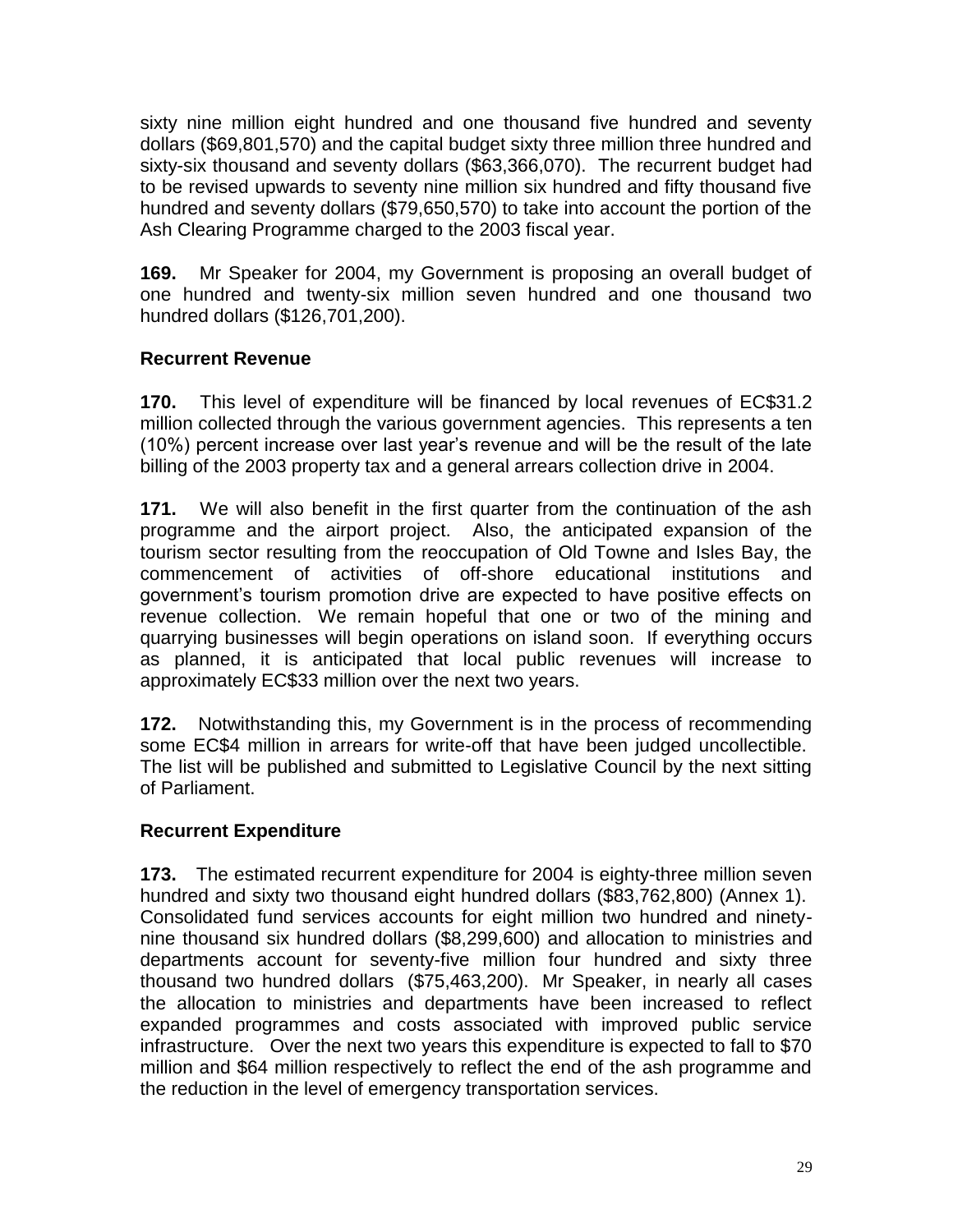sixty nine million eight hundred and one thousand five hundred and seventy dollars ($69,801,570) and the capital budget sixty three million three hundred and sixty-six thousand and seventy dollars ($63,366,070). The recurrent budget had to be revised upwards to seventy nine million six hundred and fifty thousand five hundred and seventy dollars ($79,650,570) to take into account the portion of the Ash Clearing Programme charged to the 2003 fiscal year.

**169.** Mr Speaker for 2004, my Government is proposing an overall budget of one hundred and twenty-six million seven hundred and one thousand two hundred dollars ($126,701,200).

## Recurrent Revenue

**170.** This level of expenditure will be financed by local revenues of EC$31.2 million collected through the various government agencies. This represents a ten (10%) percent increase over last year's revenue and will be the result of the late billing of the 2003 property tax and a general arrears collection drive in 2004.

**171.** We will also benefit in the first quarter from the continuation of the ash programme and the airport project. Also, the anticipated expansion of the tourism sector resulting from the reoccupation of Old Towne and Isles Bay, the commencement of activities of off-shore educational institutions and government's tourism promotion drive are expected to have positive effects on revenue collection. We remain hopeful that one or two of the mining and quarrying businesses will begin operations on island soon. If everything occurs as planned, it is anticipated that local public revenues will increase to approximately EC$33 million over the next two years.

**172.** Notwithstanding this, my Government is in the process of recommending some EC$4 million in arrears for write-off that have been judged uncollectible. The list will be published and submitted to Legislative Council by the next sitting of Parliament.

## Recurrent Expenditure

**173.** The estimated recurrent expenditure for 2004 is eighty-three million seven hundred and sixty two thousand eight hundred dollars ($83,762,800) (Annex 1). Consolidated fund services accounts for eight million two hundred and ninety-nine thousand six hundred dollars ($8,299,600) and allocation to ministries and departments account for seventy-five million four hundred and sixty three thousand two hundred dollars ($75,463,200). Mr Speaker, in nearly all cases the allocation to ministries and departments have been increased to reflect expanded programmes and costs associated with improved public service infrastructure. Over the next two years this expenditure is expected to fall to $70 million and $64 million respectively to reflect the end of the ash programme and the reduction in the level of emergency transportation services.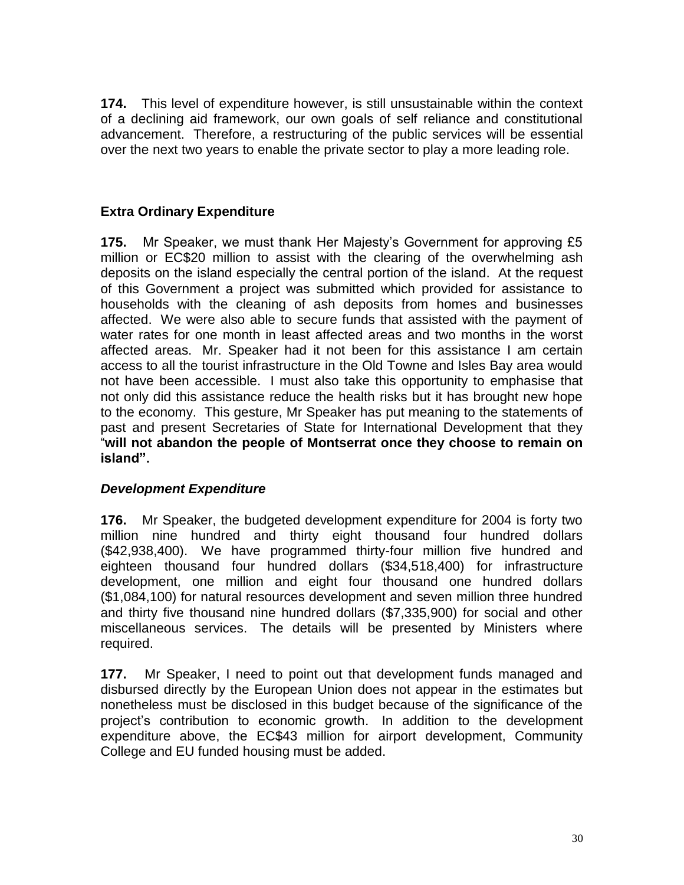**174.** This level of expenditure however, is still unsustainable within the context of a declining aid framework, our own goals of self reliance and constitutional advancement. Therefore, a restructuring of the public services will be essential over the next two years to enable the private sector to play a more leading role.

### Extra Ordinary Expenditure

**175.** Mr Speaker, we must thank Her Majesty's Government for approving £5 million or EC$20 million to assist with the clearing of the overwhelming ash deposits on the island especially the central portion of the island. At the request of this Government a project was submitted which provided for assistance to households with the cleaning of ash deposits from homes and businesses affected. We were also able to secure funds that assisted with the payment of water rates for one month in least affected areas and two months in the worst affected areas. Mr. Speaker had it not been for this assistance I am certain access to all the tourist infrastructure in the Old Towne and Isles Bay area would not have been accessible. I must also take this opportunity to emphasise that not only did this assistance reduce the health risks but it has brought new hope to the economy. This gesture, Mr Speaker has put meaning to the statements of past and present Secretaries of State for International Development that they "**will not abandon the people of Montserrat once they choose to remain on island".**

### *Development Expenditure*

**176.** Mr Speaker, the budgeted development expenditure for 2004 is forty two million nine hundred and thirty eight thousand four hundred dollars ($42,938,400). We have programmed thirty-four million five hundred and eighteen thousand four hundred dollars ($34,518,400) for infrastructure development, one million and eight four thousand one hundred dollars ($1,084,100) for natural resources development and seven million three hundred and thirty five thousand nine hundred dollars ($7,335,900) for social and other miscellaneous services. The details will be presented by Ministers where required.

**177.** Mr Speaker, I need to point out that development funds managed and disbursed directly by the European Union does not appear in the estimates but nonetheless must be disclosed in this budget because of the significance of the project's contribution to economic growth. In addition to the development expenditure above, the EC$43 million for airport development, Community College and EU funded housing must be added.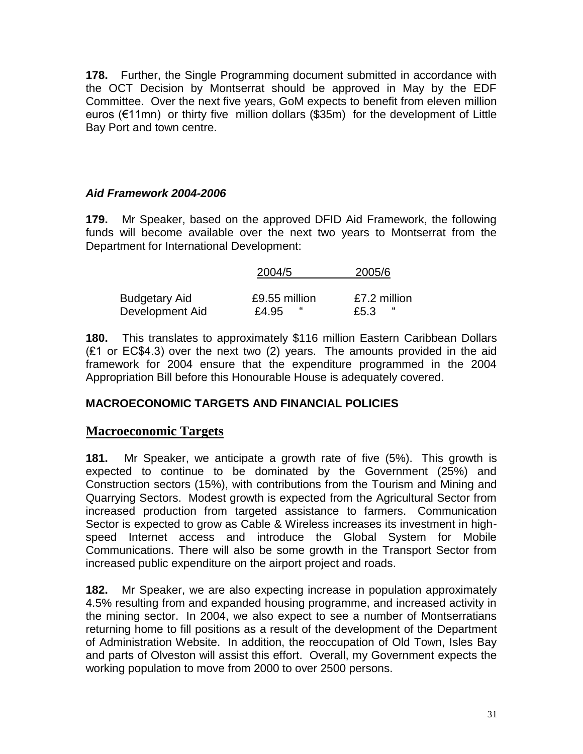**178.** Further, the Single Programming document submitted in accordance with the OCT Decision by Montserrat should be approved in May by the EDF Committee. Over the next five years, GoM expects to benefit from eleven million euros (€11mn) or thirty five million dollars ($35m) for the development of Little Bay Port and town centre.

***Aid Framework 2004-2006***

**179.** Mr Speaker, based on the approved DFID Aid Framework, the following funds will become available over the next two years to Montserrat from the Department for International Development:

| | 2004/5 | 2005/6 |
|---|---|---|
| Budgetary Aid | £9.55 million | £7.2 million |
| Development Aid | £4.95 " | £5.3 " |

**180.** This translates to approximately $116 million Eastern Caribbean Dollars (£1 or EC$4.3) over the next two (2) years. The amounts provided in the aid framework for 2004 ensure that the expenditure programmed in the 2004 Appropriation Bill before this Honourable House is adequately covered.

**MACROECONOMIC TARGETS AND FINANCIAL POLICIES**

## Macroeconomic Targets

**181.** Mr Speaker, we anticipate a growth rate of five (5%). This growth is expected to continue to be dominated by the Government (25%) and Construction sectors (15%), with contributions from the Tourism and Mining and Quarrying Sectors. Modest growth is expected from the Agricultural Sector from increased production from targeted assistance to farmers. Communication Sector is expected to grow as Cable & Wireless increases its investment in high-speed Internet access and introduce the Global System for Mobile Communications. There will also be some growth in the Transport Sector from increased public expenditure on the airport project and roads.

**182.** Mr Speaker, we are also expecting increase in population approximately 4.5% resulting from and expanded housing programme, and increased activity in the mining sector. In 2004, we also expect to see a number of Montserratians returning home to fill positions as a result of the development of the Department of Administration Website. In addition, the reoccupation of Old Town, Isles Bay and parts of Olveston will assist this effort. Overall, my Government expects the working population to move from 2000 to over 2500 persons.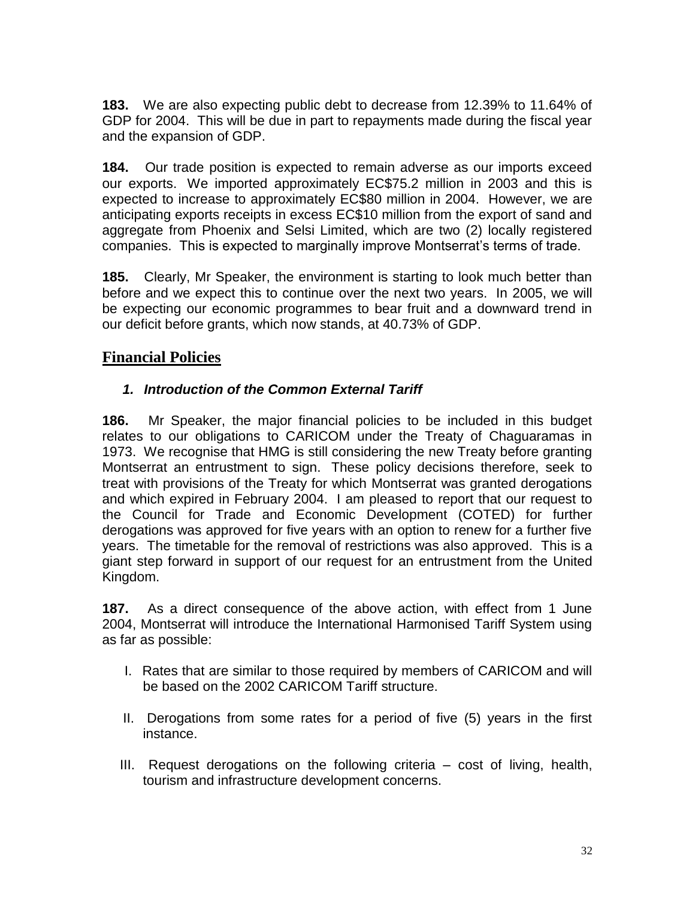**183.** We are also expecting public debt to decrease from 12.39% to 11.64% of GDP for 2004. This will be due in part to repayments made during the fiscal year and the expansion of GDP.

**184.** Our trade position is expected to remain adverse as our imports exceed our exports. We imported approximately EC$75.2 million in 2003 and this is expected to increase to approximately EC$80 million in 2004. However, we are anticipating exports receipts in excess EC$10 million from the export of sand and aggregate from Phoenix and Selsi Limited, which are two (2) locally registered companies. This is expected to marginally improve Montserrat's terms of trade.

**185.** Clearly, Mr Speaker, the environment is starting to look much better than before and we expect this to continue over the next two years. In 2005, we will be expecting our economic programmes to bear fruit and a downward trend in our deficit before grants, which now stands, at 40.73% of GDP.

## Financial Policies

### *1. Introduction of the Common External Tariff*

**186.** Mr Speaker, the major financial policies to be included in this budget relates to our obligations to CARICOM under the Treaty of Chaguaramas in 1973. We recognise that HMG is still considering the new Treaty before granting Montserrat an entrustment to sign. These policy decisions therefore, seek to treat with provisions of the Treaty for which Montserrat was granted derogations and which expired in February 2004. I am pleased to report that our request to the Council for Trade and Economic Development (COTED) for further derogations was approved for five years with an option to renew for a further five years. The timetable for the removal of restrictions was also approved. This is a giant step forward in support of our request for an entrustment from the United Kingdom.

**187.** As a direct consequence of the above action, with effect from 1 June 2004, Montserrat will introduce the International Harmonised Tariff System using as far as possible:

I. Rates that are similar to those required by members of CARICOM and will be based on the 2002 CARICOM Tariff structure.

II. Derogations from some rates for a period of five (5) years in the first instance.

III. Request derogations on the following criteria – cost of living, health, tourism and infrastructure development concerns.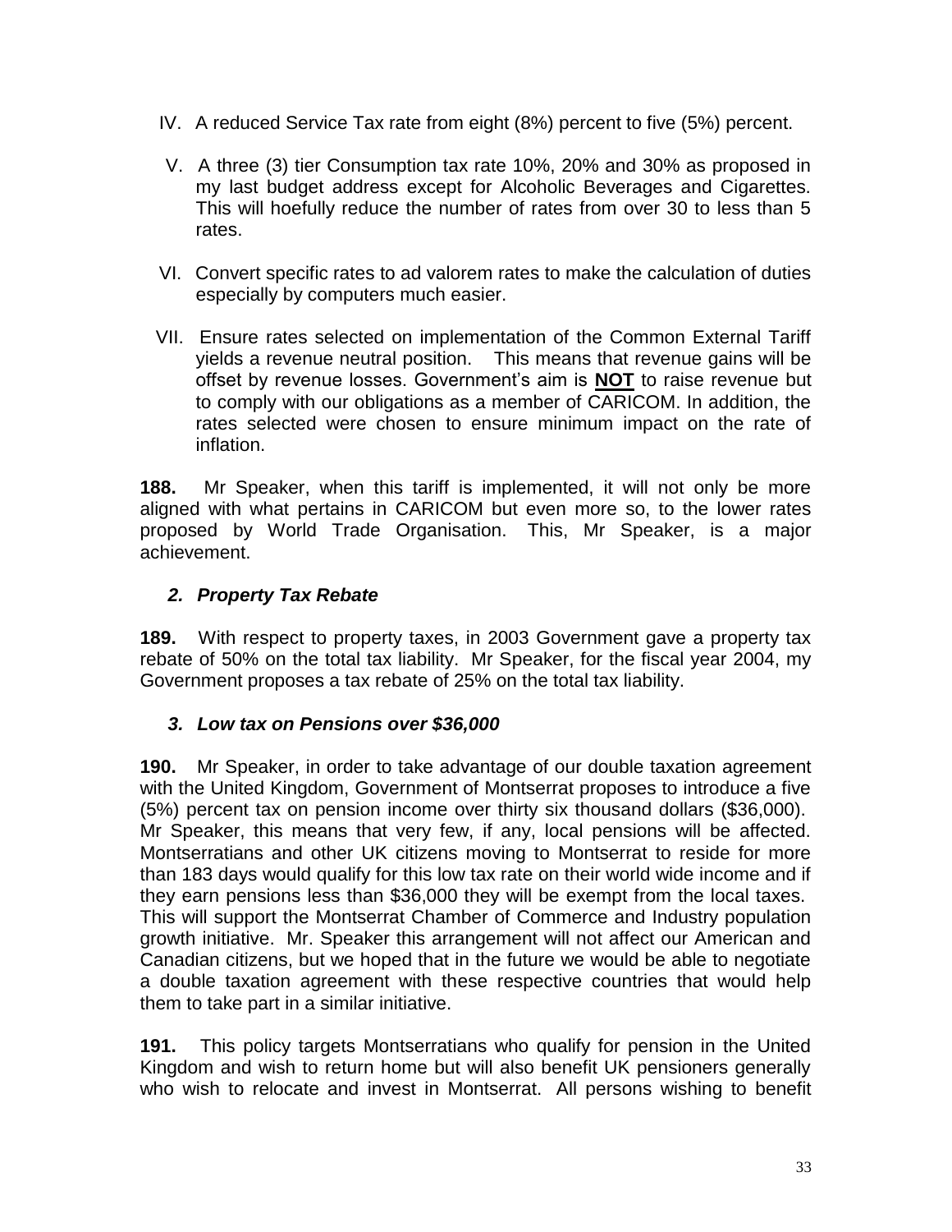IV. A reduced Service Tax rate from eight (8%) percent to five (5%) percent.

V. A three (3) tier Consumption tax rate 10%, 20% and 30% as proposed in my last budget address except for Alcoholic Beverages and Cigarettes. This will hoefully reduce the number of rates from over 30 to less than 5 rates.

VI. Convert specific rates to ad valorem rates to make the calculation of duties especially by computers much easier.

VII. Ensure rates selected on implementation of the Common External Tariff yields a revenue neutral position. This means that revenue gains will be offset by revenue losses. Government's aim is **NOT** to raise revenue but to comply with our obligations as a member of CARICOM. In addition, the rates selected were chosen to ensure minimum impact on the rate of inflation.

**188.** Mr Speaker, when this tariff is implemented, it will not only be more aligned with what pertains in CARICOM but even more so, to the lower rates proposed by World Trade Organisation. This, Mr Speaker, is a major achievement.

### *2. Property Tax Rebate*

**189.** With respect to property taxes, in 2003 Government gave a property tax rebate of 50% on the total tax liability. Mr Speaker, for the fiscal year 2004, my Government proposes a tax rebate of 25% on the total tax liability.

### *3. Low tax on Pensions over $36,000*

**190.** Mr Speaker, in order to take advantage of our double taxation agreement with the United Kingdom, Government of Montserrat proposes to introduce a five (5%) percent tax on pension income over thirty six thousand dollars ($36,000). Mr Speaker, this means that very few, if any, local pensions will be affected. Montserratians and other UK citizens moving to Montserrat to reside for more than 183 days would qualify for this low tax rate on their world wide income and if they earn pensions less than $36,000 they will be exempt from the local taxes. This will support the Montserrat Chamber of Commerce and Industry population growth initiative. Mr. Speaker this arrangement will not affect our American and Canadian citizens, but we hoped that in the future we would be able to negotiate a double taxation agreement with these respective countries that would help them to take part in a similar initiative.

**191.** This policy targets Montserratians who qualify for pension in the United Kingdom and wish to return home but will also benefit UK pensioners generally who wish to relocate and invest in Montserrat. All persons wishing to benefit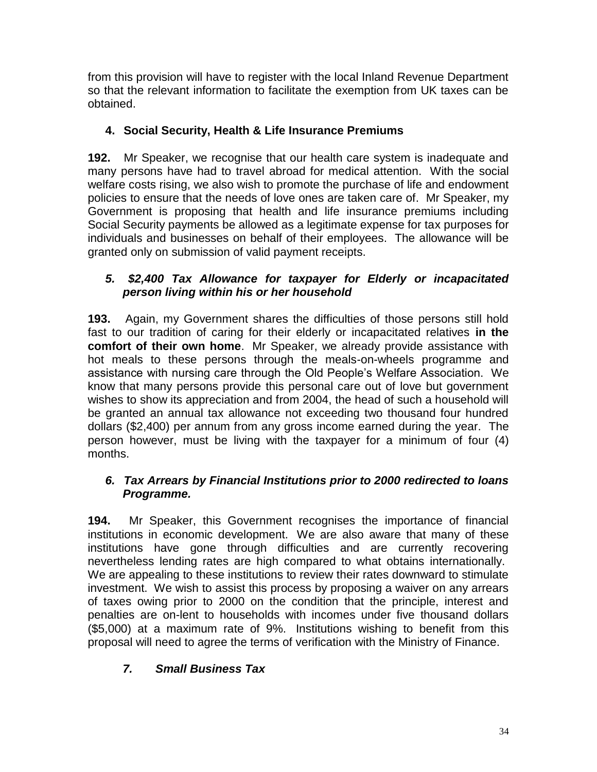from this provision will have to register with the local Inland Revenue Department so that the relevant information to facilitate the exemption from UK taxes can be obtained.

### 4. Social Security, Health & Life Insurance Premiums

**192.** Mr Speaker, we recognise that our health care system is inadequate and many persons have had to travel abroad for medical attention. With the social welfare costs rising, we also wish to promote the purchase of life and endowment policies to ensure that the needs of love ones are taken care of. Mr Speaker, my Government is proposing that health and life insurance premiums including Social Security payments be allowed as a legitimate expense for tax purposes for individuals and businesses on behalf of their employees. The allowance will be granted only on submission of valid payment receipts.

### *5. $2,400 Tax Allowance for taxpayer for Elderly or incapacitated person living within his or her household*

**193.** Again, my Government shares the difficulties of those persons still hold fast to our tradition of caring for their elderly or incapacitated relatives **in the comfort of their own home**. Mr Speaker, we already provide assistance with hot meals to these persons through the meals-on-wheels programme and assistance with nursing care through the Old People's Welfare Association. We know that many persons provide this personal care out of love but government wishes to show its appreciation and from 2004, the head of such a household will be granted an annual tax allowance not exceeding two thousand four hundred dollars ($2,400) per annum from any gross income earned during the year. The person however, must be living with the taxpayer for a minimum of four (4) months.

### *6. Tax Arrears by Financial Institutions prior to 2000 redirected to loans Programme.*

**194.** Mr Speaker, this Government recognises the importance of financial institutions in economic development. We are also aware that many of these institutions have gone through difficulties and are currently recovering nevertheless lending rates are high compared to what obtains internationally. We are appealing to these institutions to review their rates downward to stimulate investment. We wish to assist this process by proposing a waiver on any arrears of taxes owing prior to 2000 on the condition that the principle, interest and penalties are on-lent to households with incomes under five thousand dollars ($5,000) at a maximum rate of 9%. Institutions wishing to benefit from this proposal will need to agree the terms of verification with the Ministry of Finance.

### *7. Small Business Tax*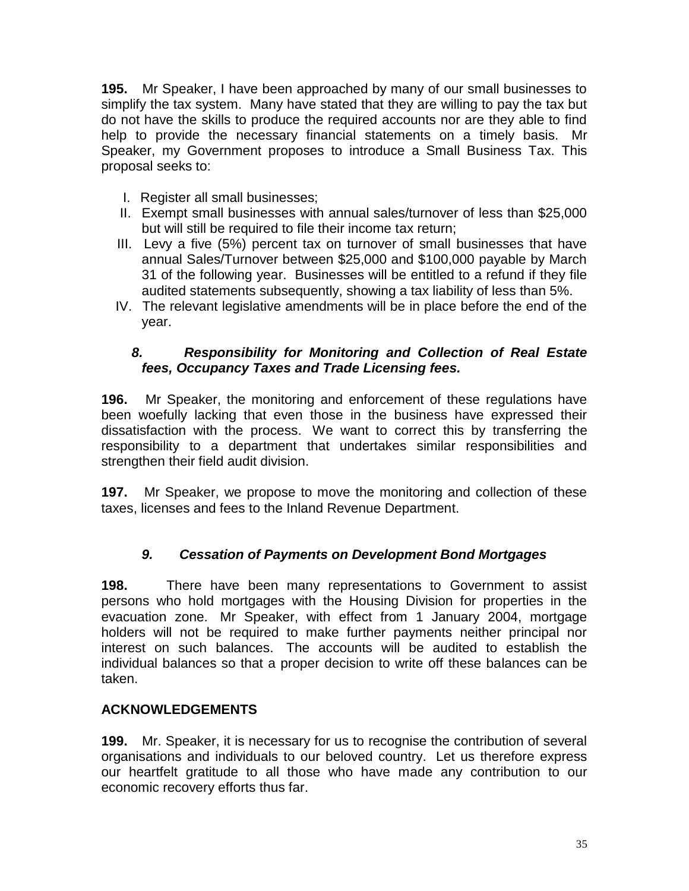**195.** Mr Speaker, I have been approached by many of our small businesses to simplify the tax system. Many have stated that they are willing to pay the tax but do not have the skills to produce the required accounts nor are they able to find help to provide the necessary financial statements on a timely basis. Mr Speaker, my Government proposes to introduce a Small Business Tax. This proposal seeks to:

I. Register all small businesses;
II. Exempt small businesses with annual sales/turnover of less than $25,000 but will still be required to file their income tax return;
III. Levy a five (5%) percent tax on turnover of small businesses that have annual Sales/Turnover between $25,000 and $100,000 payable by March 31 of the following year. Businesses will be entitled to a refund if they file audited statements subsequently, showing a tax liability of less than 5%.
IV. The relevant legislative amendments will be in place before the end of the year.

### *8. Responsibility for Monitoring and Collection of Real Estate fees, Occupancy Taxes and Trade Licensing fees.*

**196.** Mr Speaker, the monitoring and enforcement of these regulations have been woefully lacking that even those in the business have expressed their dissatisfaction with the process. We want to correct this by transferring the responsibility to a department that undertakes similar responsibilities and strengthen their field audit division.

**197.** Mr Speaker, we propose to move the monitoring and collection of these taxes, licenses and fees to the Inland Revenue Department.

### *9. Cessation of Payments on Development Bond Mortgages*

**198.** There have been many representations to Government to assist persons who hold mortgages with the Housing Division for properties in the evacuation zone. Mr Speaker, with effect from 1 January 2004, mortgage holders will not be required to make further payments neither principal nor interest on such balances. The accounts will be audited to establish the individual balances so that a proper decision to write off these balances can be taken.

## ACKNOWLEDGEMENTS

**199.** Mr. Speaker, it is necessary for us to recognise the contribution of several organisations and individuals to our beloved country. Let us therefore express our heartfelt gratitude to all those who have made any contribution to our economic recovery efforts thus far.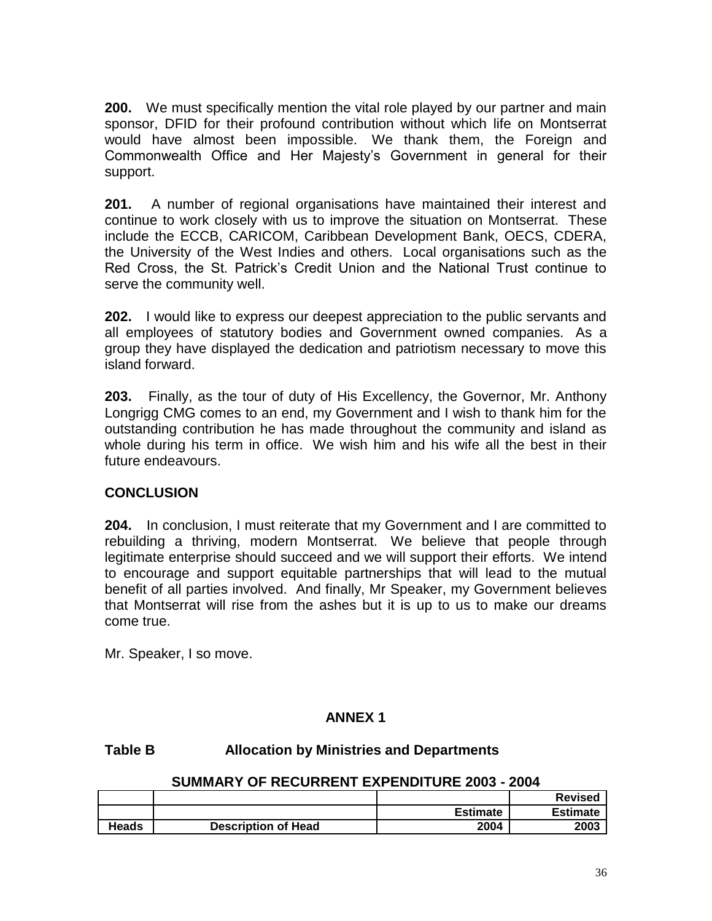**200.** We must specifically mention the vital role played by our partner and main sponsor, DFID for their profound contribution without which life on Montserrat would have almost been impossible. We thank them, the Foreign and Commonwealth Office and Her Majesty's Government in general for their support.

**201.** A number of regional organisations have maintained their interest and continue to work closely with us to improve the situation on Montserrat. These include the ECCB, CARICOM, Caribbean Development Bank, OECS, CDERA, the University of the West Indies and others. Local organisations such as the Red Cross, the St. Patrick's Credit Union and the National Trust continue to serve the community well.

**202.** I would like to express our deepest appreciation to the public servants and all employees of statutory bodies and Government owned companies. As a group they have displayed the dedication and patriotism necessary to move this island forward.

**203.** Finally, as the tour of duty of His Excellency, the Governor, Mr. Anthony Longrigg CMG comes to an end, my Government and I wish to thank him for the outstanding contribution he has made throughout the community and island as whole during his term in office. We wish him and his wife all the best in their future endeavours.

## CONCLUSION

**204.** In conclusion, I must reiterate that my Government and I are committed to rebuilding a thriving, modern Montserrat. We believe that people through legitimate enterprise should succeed and we will support their efforts. We intend to encourage and support equitable partnerships that will lead to the mutual benefit of all parties involved. And finally, Mr Speaker, my Government believes that Montserrat will rise from the ashes but it is up to us to make our dreams come true.

Mr. Speaker, I so move.

## ANNEX 1

### Table B Allocation by Ministries and Departments

**SUMMARY OF RECURRENT EXPENDITURE 2003 - 2004**

| | | | Revised |
|---|---|---|---|
| | | Estimate | Estimate |
| Heads | Description of Head | 2004 | 2003 |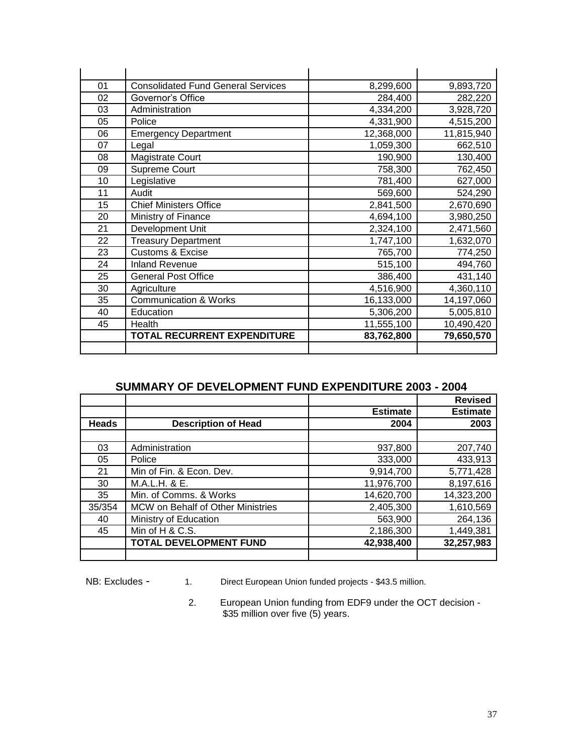| | | | |
|---|---|---|---|
| 01 | Consolidated Fund General Services | 8,299,600 | 9,893,720 |
| 02 | Governor's Office | 284,400 | 282,220 |
| 03 | Administration | 4,334,200 | 3,928,720 |
| 05 | Police | 4,331,900 | 4,515,200 |
| 06 | Emergency Department | 12,368,000 | 11,815,940 |
| 07 | Legal | 1,059,300 | 662,510 |
| 08 | Magistrate Court | 190,900 | 130,400 |
| 09 | Supreme Court | 758,300 | 762,450 |
| 10 | Legislative | 781,400 | 627,000 |
| 11 | Audit | 569,600 | 524,290 |
| 15 | Chief Ministers Office | 2,841,500 | 2,670,690 |
| 20 | Ministry of Finance | 4,694,100 | 3,980,250 |
| 21 | Development Unit | 2,324,100 | 2,471,560 |
| 22 | Treasury Department | 1,747,100 | 1,632,070 |
| 23 | Customs & Excise | 765,700 | 774,250 |
| 24 | Inland Revenue | 515,100 | 494,760 |
| 25 | General Post Office | 386,400 | 431,140 |
| 30 | Agriculture | 4,516,900 | 4,360,110 |
| 35 | Communication & Works | 16,133,000 | 14,197,060 |
| 40 | Education | 5,306,200 | 5,005,810 |
| 45 | Health | 11,555,100 | 10,490,420 |
| | **TOTAL RECURRENT EXPENDITURE** | **83,762,800** | **79,650,570** |

## SUMMARY OF DEVELOPMENT FUND EXPENDITURE 2003 - 2004

| | | | **Revised** |
|---|---|---|---|
| | | **Estimate** | **Estimate** |
| **Heads** | **Description of Head** | **2004** | **2003** |
| 03 | Administration | 937,800 | 207,740 |
| 05 | Police | 333,000 | 433,913 |
| 21 | Min of Fin. & Econ. Dev. | 9,914,700 | 5,771,428 |
| 30 | M.A.L.H. & E. | 11,976,700 | 8,197,616 |
| 35 | Min. of Comms. & Works | 14,620,700 | 14,323,200 |
| 35/354 | MCW on Behalf of Other Ministries | 2,405,300 | 1,610,569 |
| 40 | Ministry of Education | 563,900 | 264,136 |
| 45 | Min of H & C.S. | 2,186,300 | 1,449,381 |
| | **TOTAL DEVELOPMENT FUND** | **42,938,400** | **32,257,983** |

NB: Excludes -

1. Direct European Union funded projects - $43.5 million.
2. European Union funding from EDF9 under the OCT decision - $35 million over five (5) years.